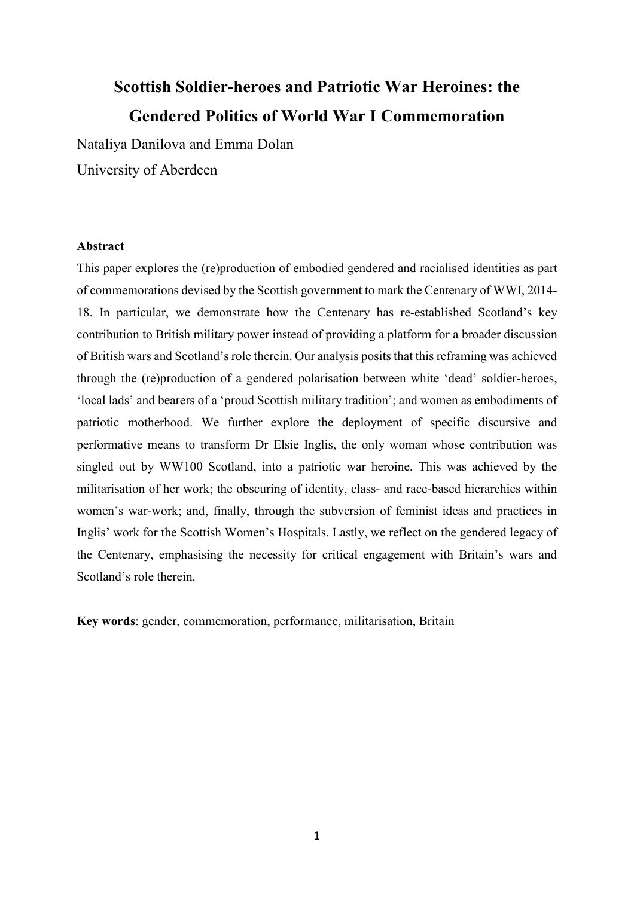# Scottish Soldier-heroes and Patriotic War Heroines: the Gendered Politics of World War I Commemoration

Nataliya Danilova and Emma Dolan

University of Aberdeen

**Abstract**

This paper explores the (re)production of embodied gendered and racialised identities as part of commemorations devised by the Scottish government to mark the Centenary of WWI, 2014-18. In particular, we demonstrate how the Centenary has re-established Scotland's key contribution to British military power instead of providing a platform for a broader discussion of British wars and Scotland's role therein. Our analysis posits that this reframing was achieved through the (re)production of a gendered polarisation between white 'dead' soldier-heroes, 'local lads' and bearers of a 'proud Scottish military tradition'; and women as embodiments of patriotic motherhood. We further explore the deployment of specific discursive and performative means to transform Dr Elsie Inglis, the only woman whose contribution was singled out by WW100 Scotland, into a patriotic war heroine. This was achieved by the militarisation of her work; the obscuring of identity, class- and race-based hierarchies within women's war-work; and, finally, through the subversion of feminist ideas and practices in Inglis' work for the Scottish Women's Hospitals. Lastly, we reflect on the gendered legacy of the Centenary, emphasising the necessity for critical engagement with Britain's wars and Scotland's role therein.

**Key words**: gender, commemoration, performance, militarisation, Britain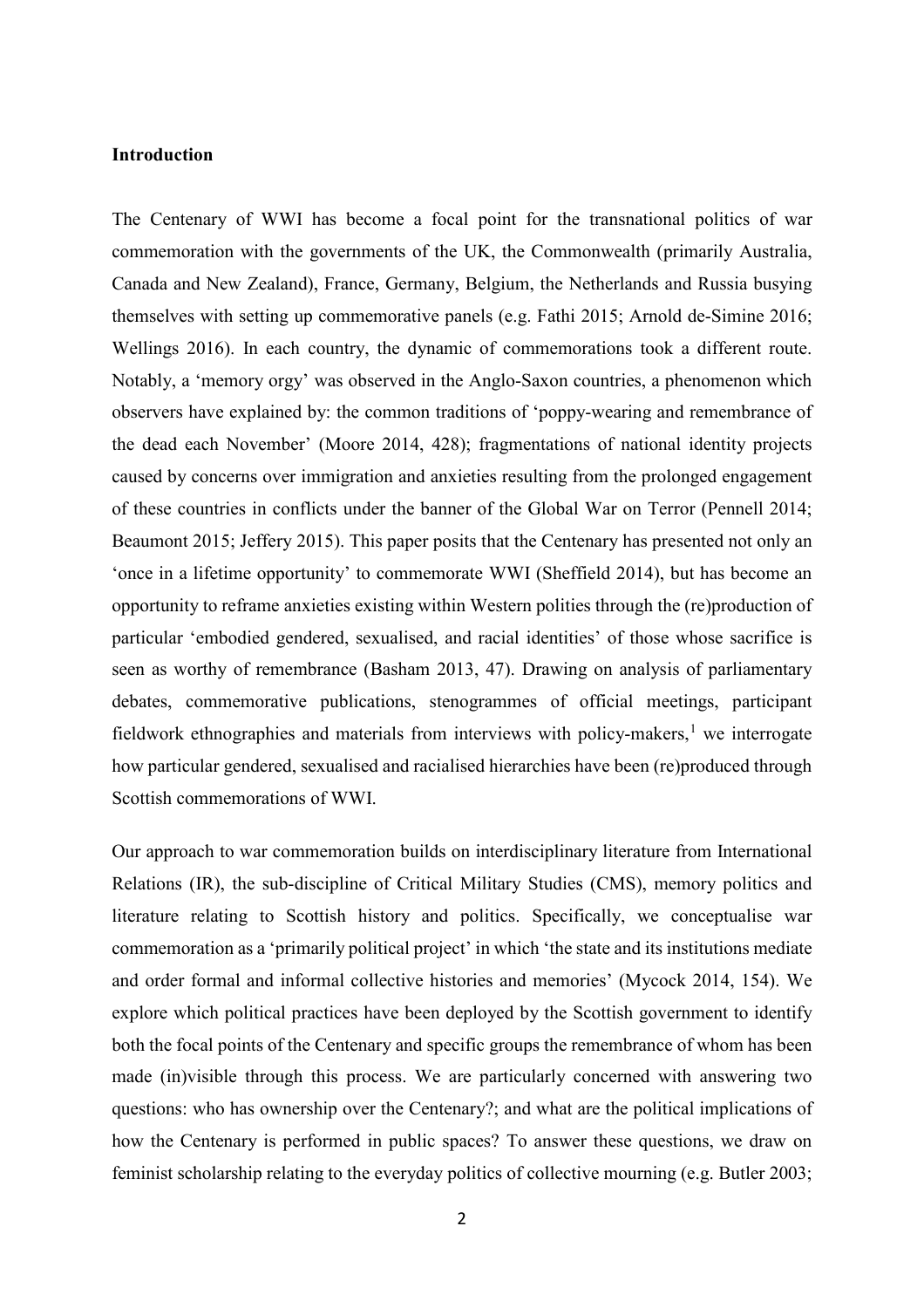## Introduction

The Centenary of WWI has become a focal point for the transnational politics of war commemoration with the governments of the UK, the Commonwealth (primarily Australia, Canada and New Zealand), France, Germany, Belgium, the Netherlands and Russia busying themselves with setting up commemorative panels (e.g. Fathi 2015; Arnold de-Simine 2016; Wellings 2016). In each country, the dynamic of commemorations took a different route. Notably, a 'memory orgy' was observed in the Anglo-Saxon countries, a phenomenon which observers have explained by: the common traditions of 'poppy-wearing and remembrance of the dead each November' (Moore 2014, 428); fragmentations of national identity projects caused by concerns over immigration and anxieties resulting from the prolonged engagement of these countries in conflicts under the banner of the Global War on Terror (Pennell 2014; Beaumont 2015; Jeffery 2015). This paper posits that the Centenary has presented not only an 'once in a lifetime opportunity' to commemorate WWI (Sheffield 2014), but has become an opportunity to reframe anxieties existing within Western polities through the (re)production of particular 'embodied gendered, sexualised, and racial identities' of those whose sacrifice is seen as worthy of remembrance (Basham 2013, 47). Drawing on analysis of parliamentary debates, commemorative publications, stenogrammes of official meetings, participant fieldwork ethnographies and materials from interviews with policy-makers,[1] we interrogate how particular gendered, sexualised and racialised hierarchies have been (re)produced through Scottish commemorations of WWI.

Our approach to war commemoration builds on interdisciplinary literature from International Relations (IR), the sub-discipline of Critical Military Studies (CMS), memory politics and literature relating to Scottish history and politics. Specifically, we conceptualise war commemoration as a 'primarily political project' in which 'the state and its institutions mediate and order formal and informal collective histories and memories' (Mycock 2014, 154). We explore which political practices have been deployed by the Scottish government to identify both the focal points of the Centenary and specific groups the remembrance of whom has been made (in)visible through this process. We are particularly concerned with answering two questions: who has ownership over the Centenary?; and what are the political implications of how the Centenary is performed in public spaces? To answer these questions, we draw on feminist scholarship relating to the everyday politics of collective mourning (e.g. Butler 2003;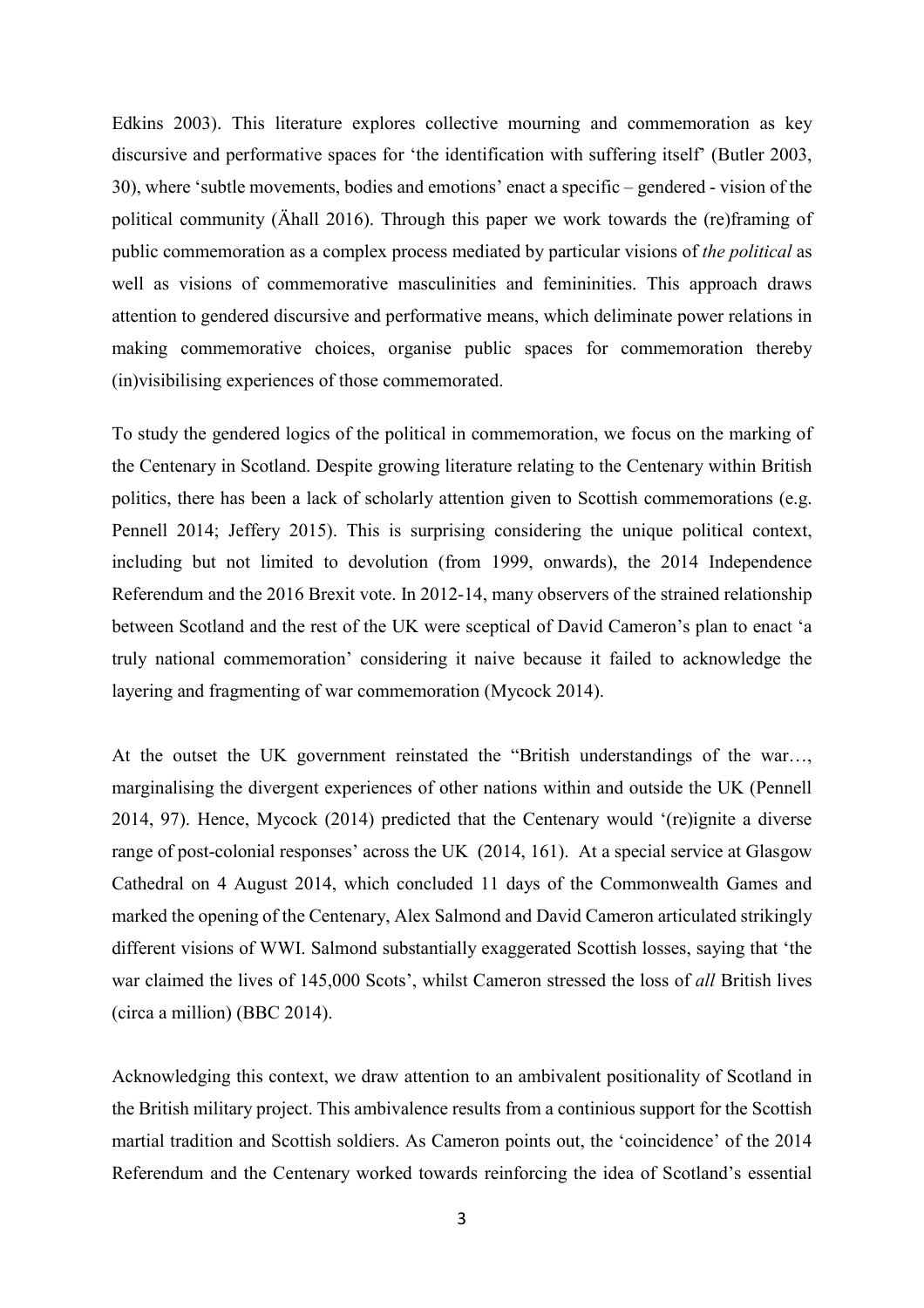Edkins 2003). This literature explores collective mourning and commemoration as key discursive and performative spaces for 'the identification with suffering itself' (Butler 2003, 30), where 'subtle movements, bodies and emotions' enact a specific – gendered - vision of the political community (Ähall 2016). Through this paper we work towards the (re)framing of public commemoration as a complex process mediated by particular visions of *the political* as well as visions of commemorative masculinities and femininities. This approach draws attention to gendered discursive and performative means, which deliminate power relations in making commemorative choices, organise public spaces for commemoration thereby (in)visibilising experiences of those commemorated.

To study the gendered logics of the political in commemoration, we focus on the marking of the Centenary in Scotland. Despite growing literature relating to the Centenary within British politics, there has been a lack of scholarly attention given to Scottish commemorations (e.g. Pennell 2014; Jeffery 2015). This is surprising considering the unique political context, including but not limited to devolution (from 1999, onwards), the 2014 Independence Referendum and the 2016 Brexit vote. In 2012-14, many observers of the strained relationship between Scotland and the rest of the UK were sceptical of David Cameron's plan to enact 'a truly national commemoration' considering it naive because it failed to acknowledge the layering and fragmenting of war commemoration (Mycock 2014).

At the outset the UK government reinstated the "British understandings of the war…, marginalising the divergent experiences of other nations within and outside the UK (Pennell 2014, 97). Hence, Mycock (2014) predicted that the Centenary would '(re)ignite a diverse range of post-colonial responses' across the UK (2014, 161). At a special service at Glasgow Cathedral on 4 August 2014, which concluded 11 days of the Commonwealth Games and marked the opening of the Centenary, Alex Salmond and David Cameron articulated strikingly different visions of WWI. Salmond substantially exaggerated Scottish losses, saying that 'the war claimed the lives of 145,000 Scots', whilst Cameron stressed the loss of *all* British lives (circa a million) (BBC 2014).

Acknowledging this context, we draw attention to an ambivalent positionality of Scotland in the British military project. This ambivalence results from a continious support for the Scottish martial tradition and Scottish soldiers. As Cameron points out, the 'coincidence' of the 2014 Referendum and the Centenary worked towards reinforcing the idea of Scotland's essential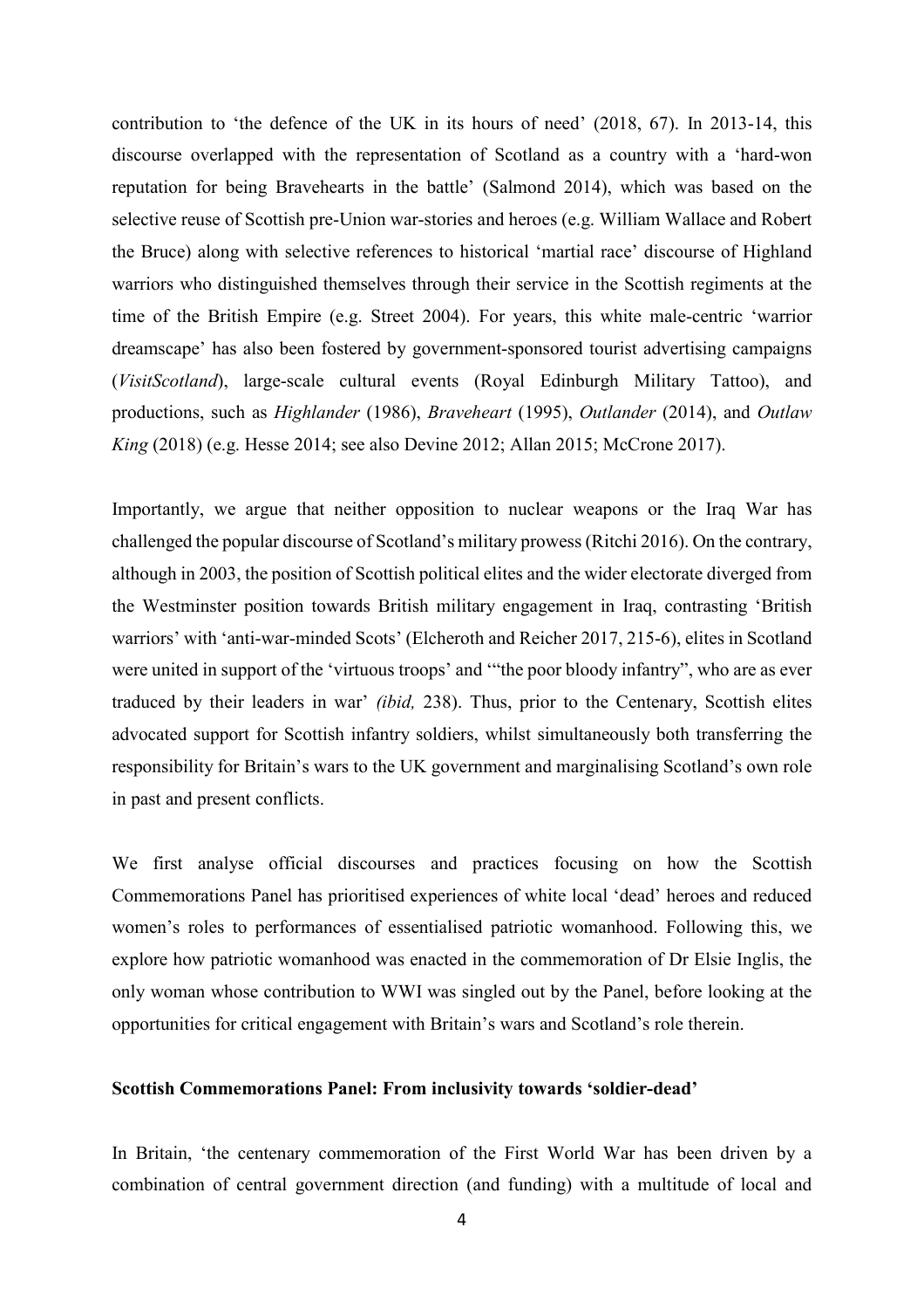contribution to 'the defence of the UK in its hours of need' (2018, 67). In 2013-14, this discourse overlapped with the representation of Scotland as a country with a 'hard-won reputation for being Bravehearts in the battle' (Salmond 2014), which was based on the selective reuse of Scottish pre-Union war-stories and heroes (e.g. William Wallace and Robert the Bruce) along with selective references to historical 'martial race' discourse of Highland warriors who distinguished themselves through their service in the Scottish regiments at the time of the British Empire (e.g. Street 2004). For years, this white male-centric 'warrior dreamscape' has also been fostered by government-sponsored tourist advertising campaigns (*VisitScotland*), large-scale cultural events (Royal Edinburgh Military Tattoo), and productions, such as *Highlander* (1986), *Braveheart* (1995), *Outlander* (2014), and *Outlaw King* (2018) (e.g. Hesse 2014; see also Devine 2012; Allan 2015; McCrone 2017).

Importantly, we argue that neither opposition to nuclear weapons or the Iraq War has challenged the popular discourse of Scotland's military prowess (Ritchi 2016). On the contrary, although in 2003, the position of Scottish political elites and the wider electorate diverged from the Westminster position towards British military engagement in Iraq, contrasting 'British warriors' with 'anti-war-minded Scots' (Elcheroth and Reicher 2017, 215-6), elites in Scotland were united in support of the 'virtuous troops' and '"the poor bloody infantry", who are as ever traduced by their leaders in war' *(ibid,* 238). Thus, prior to the Centenary, Scottish elites advocated support for Scottish infantry soldiers, whilst simultaneously both transferring the responsibility for Britain's wars to the UK government and marginalising Scotland's own role in past and present conflicts.

We first analyse official discourses and practices focusing on how the Scottish Commemorations Panel has prioritised experiences of white local 'dead' heroes and reduced women's roles to performances of essentialised patriotic womanhood. Following this, we explore how patriotic womanhood was enacted in the commemoration of Dr Elsie Inglis, the only woman whose contribution to WWI was singled out by the Panel, before looking at the opportunities for critical engagement with Britain's wars and Scotland's role therein.

**Scottish Commemorations Panel: From inclusivity towards 'soldier-dead'**

In Britain, 'the centenary commemoration of the First World War has been driven by a combination of central government direction (and funding) with a multitude of local and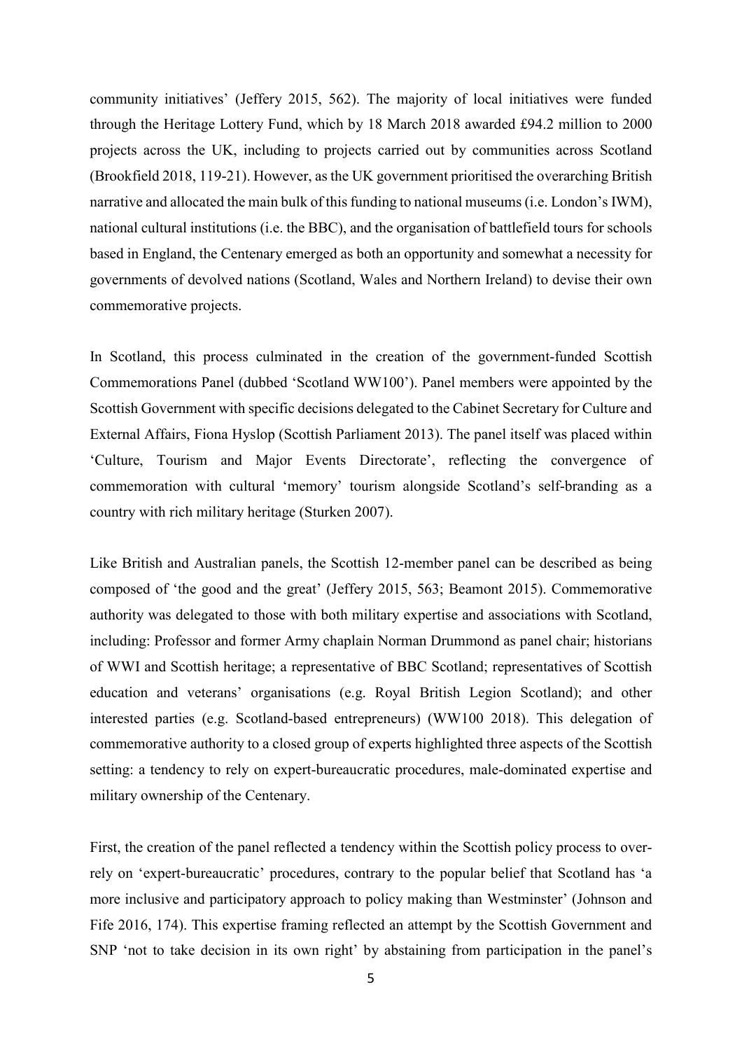community initiatives' (Jeffery 2015, 562). The majority of local initiatives were funded through the Heritage Lottery Fund, which by 18 March 2018 awarded £94.2 million to 2000 projects across the UK, including to projects carried out by communities across Scotland (Brookfield 2018, 119-21). However, as the UK government prioritised the overarching British narrative and allocated the main bulk of this funding to national museums (i.e. London's IWM), national cultural institutions (i.e. the BBC), and the organisation of battlefield tours for schools based in England, the Centenary emerged as both an opportunity and somewhat a necessity for governments of devolved nations (Scotland, Wales and Northern Ireland) to devise their own commemorative projects.

In Scotland, this process culminated in the creation of the government-funded Scottish Commemorations Panel (dubbed 'Scotland WW100'). Panel members were appointed by the Scottish Government with specific decisions delegated to the Cabinet Secretary for Culture and External Affairs, Fiona Hyslop (Scottish Parliament 2013). The panel itself was placed within 'Culture, Tourism and Major Events Directorate', reflecting the convergence of commemoration with cultural 'memory' tourism alongside Scotland's self-branding as a country with rich military heritage (Sturken 2007).

Like British and Australian panels, the Scottish 12-member panel can be described as being composed of 'the good and the great' (Jeffery 2015, 563; Beamont 2015). Commemorative authority was delegated to those with both military expertise and associations with Scotland, including: Professor and former Army chaplain Norman Drummond as panel chair; historians of WWI and Scottish heritage; a representative of BBC Scotland; representatives of Scottish education and veterans' organisations (e.g. Royal British Legion Scotland); and other interested parties (e.g. Scotland-based entrepreneurs) (WW100 2018). This delegation of commemorative authority to a closed group of experts highlighted three aspects of the Scottish setting: a tendency to rely on expert-bureaucratic procedures, male-dominated expertise and military ownership of the Centenary.

First, the creation of the panel reflected a tendency within the Scottish policy process to over-rely on 'expert-bureaucratic' procedures, contrary to the popular belief that Scotland has 'a more inclusive and participatory approach to policy making than Westminster' (Johnson and Fife 2016, 174). This expertise framing reflected an attempt by the Scottish Government and SNP 'not to take decision in its own right' by abstaining from participation in the panel's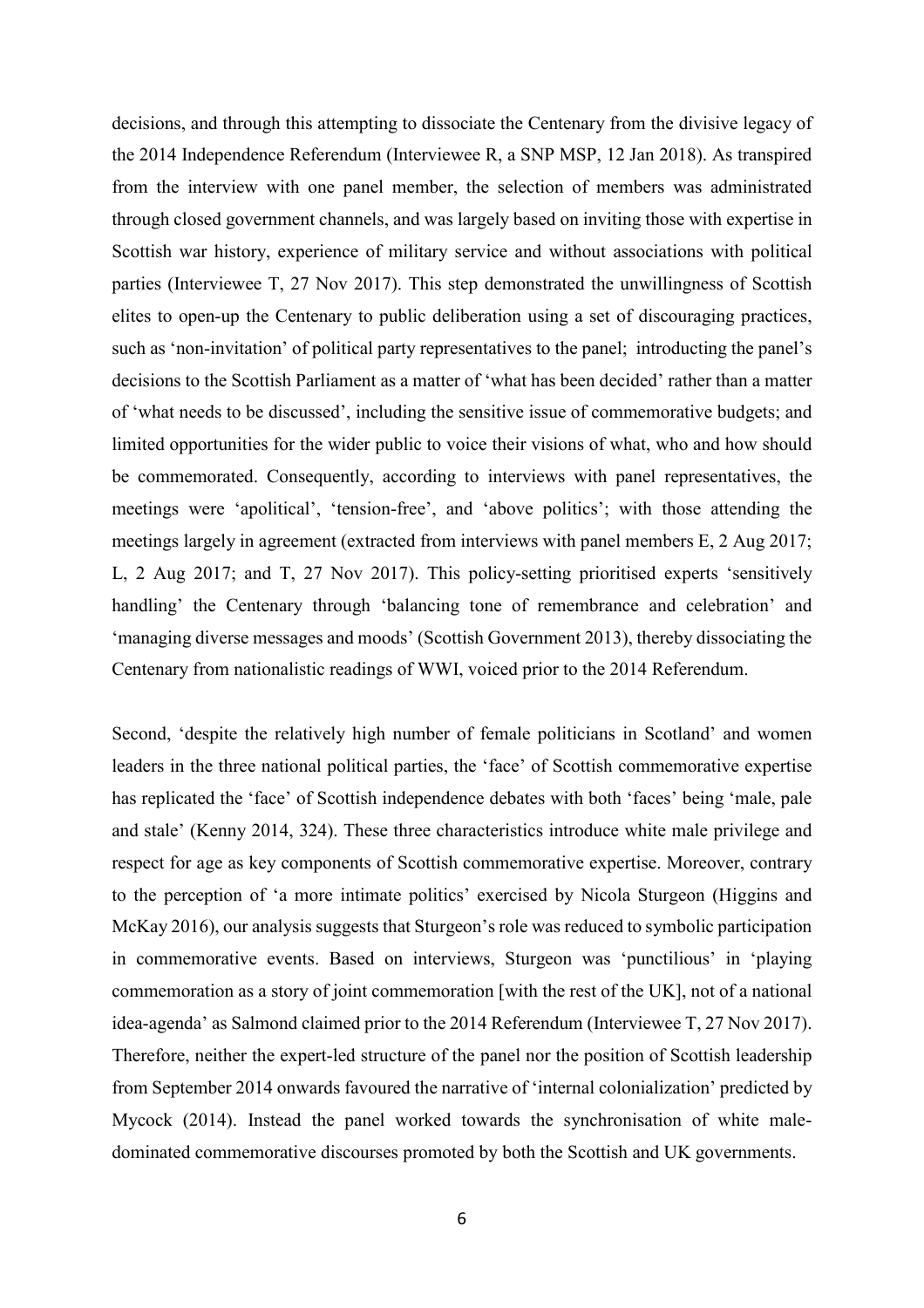decisions, and through this attempting to dissociate the Centenary from the divisive legacy of the 2014 Independence Referendum (Interviewee R, a SNP MSP, 12 Jan 2018). As transpired from the interview with one panel member, the selection of members was administrated through closed government channels, and was largely based on inviting those with expertise in Scottish war history, experience of military service and without associations with political parties (Interviewee T, 27 Nov 2017). This step demonstrated the unwillingness of Scottish elites to open-up the Centenary to public deliberation using a set of discouraging practices, such as 'non-invitation' of political party representatives to the panel; introducting the panel's decisions to the Scottish Parliament as a matter of 'what has been decided' rather than a matter of 'what needs to be discussed', including the sensitive issue of commemorative budgets; and limited opportunities for the wider public to voice their visions of what, who and how should be commemorated. Consequently, according to interviews with panel representatives, the meetings were 'apolitical', 'tension-free', and 'above politics'; with those attending the meetings largely in agreement (extracted from interviews with panel members E, 2 Aug 2017; L, 2 Aug 2017; and T, 27 Nov 2017). This policy-setting prioritised experts 'sensitively handling' the Centenary through 'balancing tone of remembrance and celebration' and 'managing diverse messages and moods' (Scottish Government 2013), thereby dissociating the Centenary from nationalistic readings of WWI, voiced prior to the 2014 Referendum.

Second, 'despite the relatively high number of female politicians in Scotland' and women leaders in the three national political parties, the 'face' of Scottish commemorative expertise has replicated the 'face' of Scottish independence debates with both 'faces' being 'male, pale and stale' (Kenny 2014, 324). These three characteristics introduce white male privilege and respect for age as key components of Scottish commemorative expertise. Moreover, contrary to the perception of 'a more intimate politics' exercised by Nicola Sturgeon (Higgins and McKay 2016), our analysis suggests that Sturgeon's role was reduced to symbolic participation in commemorative events. Based on interviews, Sturgeon was 'punctilious' in 'playing commemoration as a story of joint commemoration [with the rest of the UK], not of a national idea-agenda' as Salmond claimed prior to the 2014 Referendum (Interviewee T, 27 Nov 2017). Therefore, neither the expert-led structure of the panel nor the position of Scottish leadership from September 2014 onwards favoured the narrative of 'internal colonialization' predicted by Mycock (2014). Instead the panel worked towards the synchronisation of white male-dominated commemorative discourses promoted by both the Scottish and UK governments.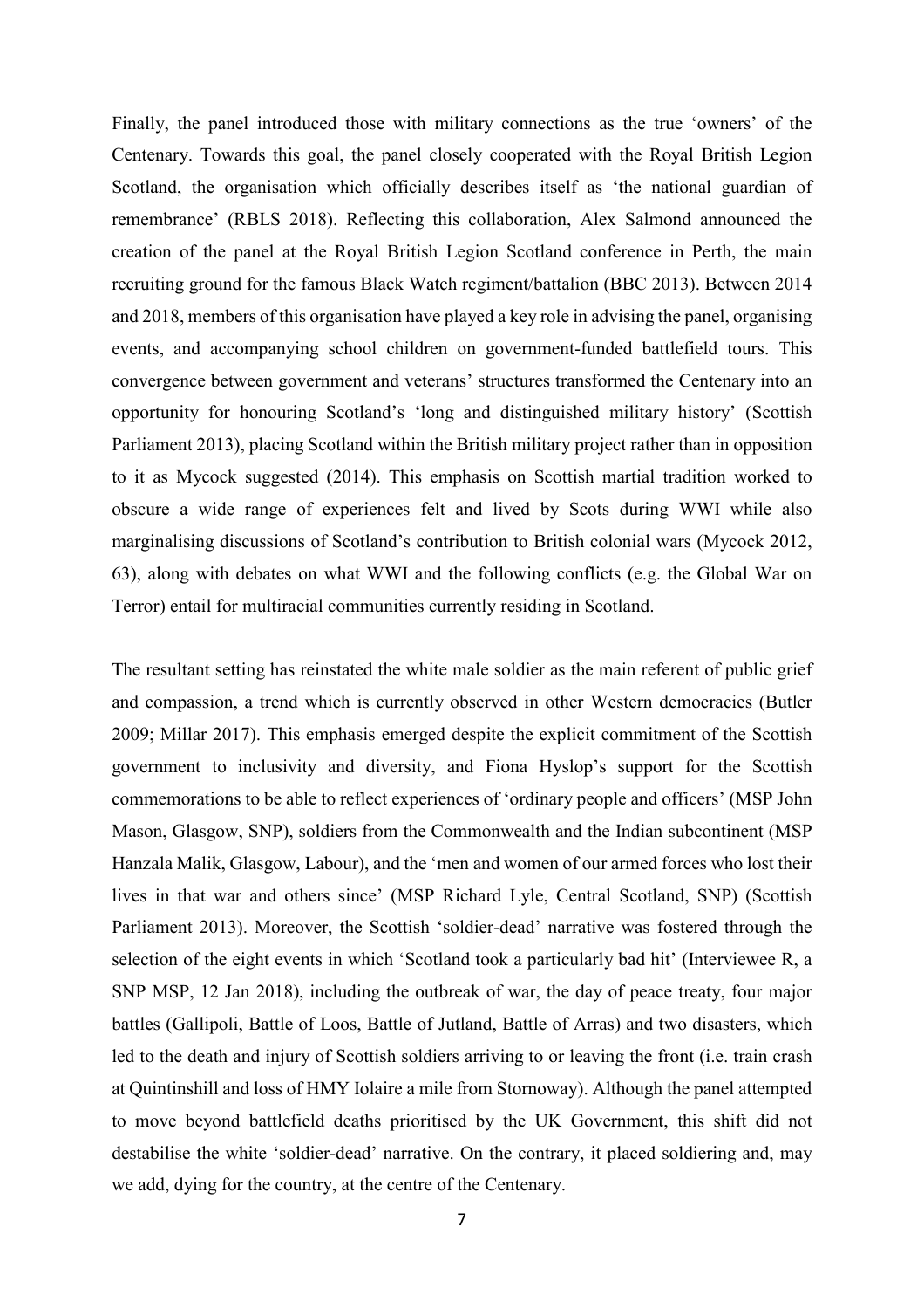Finally, the panel introduced those with military connections as the true 'owners' of the Centenary. Towards this goal, the panel closely cooperated with the Royal British Legion Scotland, the organisation which officially describes itself as 'the national guardian of remembrance' (RBLS 2018). Reflecting this collaboration, Alex Salmond announced the creation of the panel at the Royal British Legion Scotland conference in Perth, the main recruiting ground for the famous Black Watch regiment/battalion (BBC 2013). Between 2014 and 2018, members of this organisation have played a key role in advising the panel, organising events, and accompanying school children on government-funded battlefield tours. This convergence between government and veterans' structures transformed the Centenary into an opportunity for honouring Scotland's 'long and distinguished military history' (Scottish Parliament 2013), placing Scotland within the British military project rather than in opposition to it as Mycock suggested (2014). This emphasis on Scottish martial tradition worked to obscure a wide range of experiences felt and lived by Scots during WWI while also marginalising discussions of Scotland's contribution to British colonial wars (Mycock 2012, 63), along with debates on what WWI and the following conflicts (e.g. the Global War on Terror) entail for multiracial communities currently residing in Scotland.

The resultant setting has reinstated the white male soldier as the main referent of public grief and compassion, a trend which is currently observed in other Western democracies (Butler 2009; Millar 2017). This emphasis emerged despite the explicit commitment of the Scottish government to inclusivity and diversity, and Fiona Hyslop's support for the Scottish commemorations to be able to reflect experiences of 'ordinary people and officers' (MSP John Mason, Glasgow, SNP), soldiers from the Commonwealth and the Indian subcontinent (MSP Hanzala Malik, Glasgow, Labour), and the 'men and women of our armed forces who lost their lives in that war and others since' (MSP Richard Lyle, Central Scotland, SNP) (Scottish Parliament 2013). Moreover, the Scottish 'soldier-dead' narrative was fostered through the selection of the eight events in which 'Scotland took a particularly bad hit' (Interviewee R, a SNP MSP, 12 Jan 2018), including the outbreak of war, the day of peace treaty, four major battles (Gallipoli, Battle of Loos, Battle of Jutland, Battle of Arras) and two disasters, which led to the death and injury of Scottish soldiers arriving to or leaving the front (i.e. train crash at Quintinshill and loss of HMY Iolaire a mile from Stornoway). Although the panel attempted to move beyond battlefield deaths prioritised by the UK Government, this shift did not destabilise the white 'soldier-dead' narrative. On the contrary, it placed soldiering and, may we add, dying for the country, at the centre of the Centenary.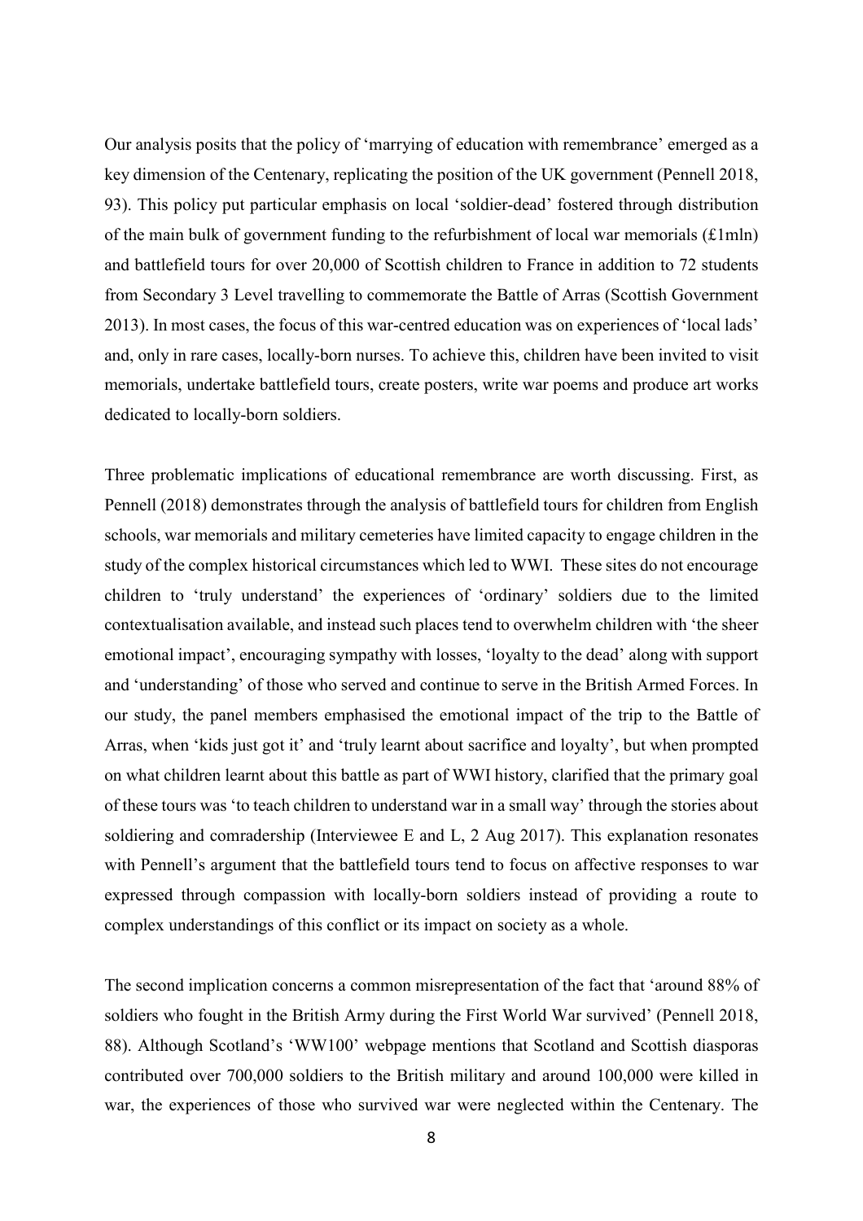Our analysis posits that the policy of 'marrying of education with remembrance' emerged as a key dimension of the Centenary, replicating the position of the UK government (Pennell 2018, 93). This policy put particular emphasis on local 'soldier-dead' fostered through distribution of the main bulk of government funding to the refurbishment of local war memorials (£1mln) and battlefield tours for over 20,000 of Scottish children to France in addition to 72 students from Secondary 3 Level travelling to commemorate the Battle of Arras (Scottish Government 2013). In most cases, the focus of this war-centred education was on experiences of 'local lads' and, only in rare cases, locally-born nurses. To achieve this, children have been invited to visit memorials, undertake battlefield tours, create posters, write war poems and produce art works dedicated to locally-born soldiers.

Three problematic implications of educational remembrance are worth discussing. First, as Pennell (2018) demonstrates through the analysis of battlefield tours for children from English schools, war memorials and military cemeteries have limited capacity to engage children in the study of the complex historical circumstances which led to WWI. These sites do not encourage children to 'truly understand' the experiences of 'ordinary' soldiers due to the limited contextualisation available, and instead such places tend to overwhelm children with 'the sheer emotional impact', encouraging sympathy with losses, 'loyalty to the dead' along with support and 'understanding' of those who served and continue to serve in the British Armed Forces. In our study, the panel members emphasised the emotional impact of the trip to the Battle of Arras, when 'kids just got it' and 'truly learnt about sacrifice and loyalty', but when prompted on what children learnt about this battle as part of WWI history, clarified that the primary goal of these tours was 'to teach children to understand war in a small way' through the stories about soldiering and comradership (Interviewee E and L, 2 Aug 2017). This explanation resonates with Pennell's argument that the battlefield tours tend to focus on affective responses to war expressed through compassion with locally-born soldiers instead of providing a route to complex understandings of this conflict or its impact on society as a whole.

The second implication concerns a common misrepresentation of the fact that 'around 88% of soldiers who fought in the British Army during the First World War survived' (Pennell 2018, 88). Although Scotland's 'WW100' webpage mentions that Scotland and Scottish diasporas contributed over 700,000 soldiers to the British military and around 100,000 were killed in war, the experiences of those who survived war were neglected within the Centenary. The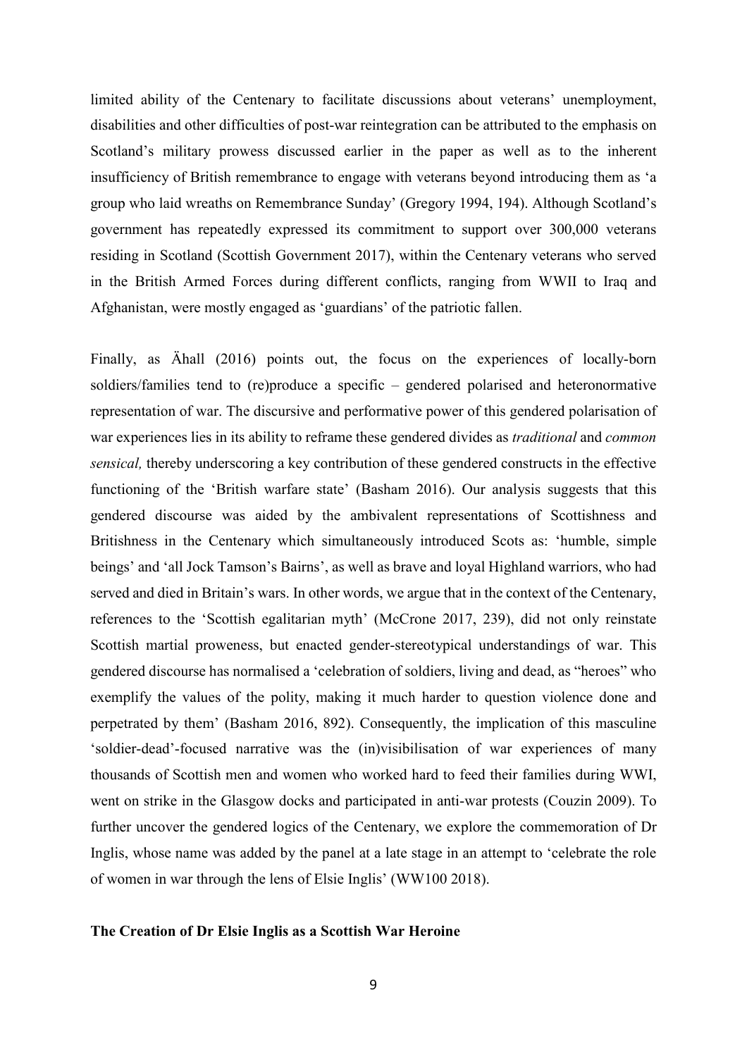limited ability of the Centenary to facilitate discussions about veterans' unemployment, disabilities and other difficulties of post-war reintegration can be attributed to the emphasis on Scotland's military prowess discussed earlier in the paper as well as to the inherent insufficiency of British remembrance to engage with veterans beyond introducing them as 'a group who laid wreaths on Remembrance Sunday' (Gregory 1994, 194). Although Scotland's government has repeatedly expressed its commitment to support over 300,000 veterans residing in Scotland (Scottish Government 2017), within the Centenary veterans who served in the British Armed Forces during different conflicts, ranging from WWII to Iraq and Afghanistan, were mostly engaged as 'guardians' of the patriotic fallen.

Finally, as Ähall (2016) points out, the focus on the experiences of locally-born soldiers/families tend to (re)produce a specific – gendered polarised and heteronormative representation of war. The discursive and performative power of this gendered polarisation of war experiences lies in its ability to reframe these gendered divides as *traditional* and *common sensical,* thereby underscoring a key contribution of these gendered constructs in the effective functioning of the 'British warfare state' (Basham 2016). Our analysis suggests that this gendered discourse was aided by the ambivalent representations of Scottishness and Britishness in the Centenary which simultaneously introduced Scots as: 'humble, simple beings' and 'all Jock Tamson's Bairns', as well as brave and loyal Highland warriors, who had served and died in Britain's wars. In other words, we argue that in the context of the Centenary, references to the 'Scottish egalitarian myth' (McCrone 2017, 239), did not only reinstate Scottish martial proweness, but enacted gender-stereotypical understandings of war. This gendered discourse has normalised a 'celebration of soldiers, living and dead, as "heroes" who exemplify the values of the polity, making it much harder to question violence done and perpetrated by them' (Basham 2016, 892). Consequently, the implication of this masculine 'soldier-dead'-focused narrative was the (in)visibilisation of war experiences of many thousands of Scottish men and women who worked hard to feed their families during WWI, went on strike in the Glasgow docks and participated in anti-war protests (Couzin 2009). To further uncover the gendered logics of the Centenary, we explore the commemoration of Dr Inglis, whose name was added by the panel at a late stage in an attempt to 'celebrate the role of women in war through the lens of Elsie Inglis' (WW100 2018).

**The Creation of Dr Elsie Inglis as a Scottish War Heroine**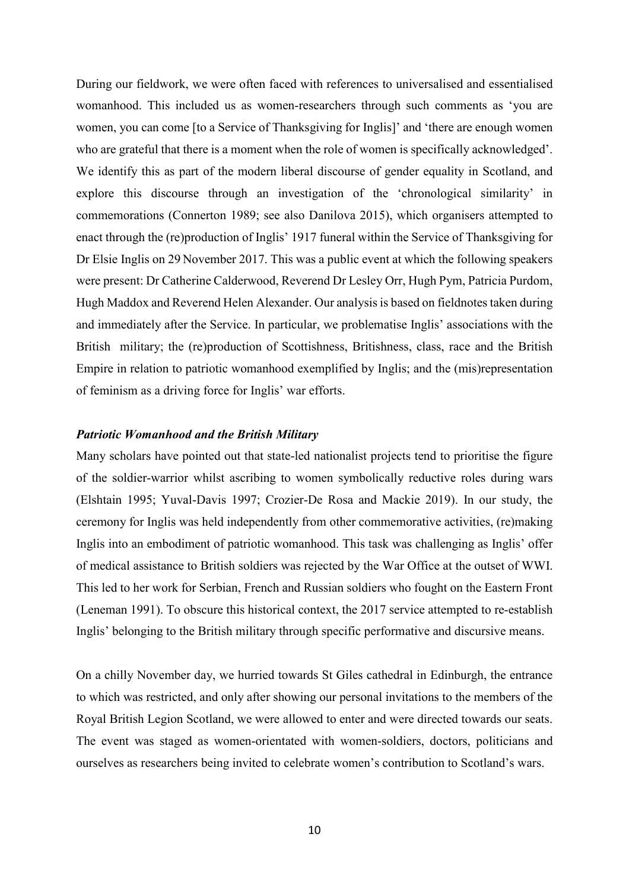During our fieldwork, we were often faced with references to universalised and essentialised womanhood. This included us as women-researchers through such comments as 'you are women, you can come [to a Service of Thanksgiving for Inglis]' and 'there are enough women who are grateful that there is a moment when the role of women is specifically acknowledged'. We identify this as part of the modern liberal discourse of gender equality in Scotland, and explore this discourse through an investigation of the 'chronological similarity' in commemorations (Connerton 1989; see also Danilova 2015), which organisers attempted to enact through the (re)production of Inglis' 1917 funeral within the Service of Thanksgiving for Dr Elsie Inglis on 29 November 2017. This was a public event at which the following speakers were present: Dr Catherine Calderwood, Reverend Dr Lesley Orr, Hugh Pym, Patricia Purdom, Hugh Maddox and Reverend Helen Alexander. Our analysis is based on fieldnotes taken during and immediately after the Service. In particular, we problematise Inglis' associations with the British military; the (re)production of Scottishness, Britishness, class, race and the British Empire in relation to patriotic womanhood exemplified by Inglis; and the (mis)representation of feminism as a driving force for Inglis' war efforts.

### *Patriotic Womanhood and the British Military*

Many scholars have pointed out that state-led nationalist projects tend to prioritise the figure of the soldier-warrior whilst ascribing to women symbolically reductive roles during wars (Elshtain 1995; Yuval-Davis 1997; Crozier-De Rosa and Mackie 2019). In our study, the ceremony for Inglis was held independently from other commemorative activities, (re)making Inglis into an embodiment of patriotic womanhood. This task was challenging as Inglis' offer of medical assistance to British soldiers was rejected by the War Office at the outset of WWI. This led to her work for Serbian, French and Russian soldiers who fought on the Eastern Front (Leneman 1991). To obscure this historical context, the 2017 service attempted to re-establish Inglis' belonging to the British military through specific performative and discursive means.

On a chilly November day, we hurried towards St Giles cathedral in Edinburgh, the entrance to which was restricted, and only after showing our personal invitations to the members of the Royal British Legion Scotland, we were allowed to enter and were directed towards our seats. The event was staged as women-orientated with women-soldiers, doctors, politicians and ourselves as researchers being invited to celebrate women's contribution to Scotland's wars.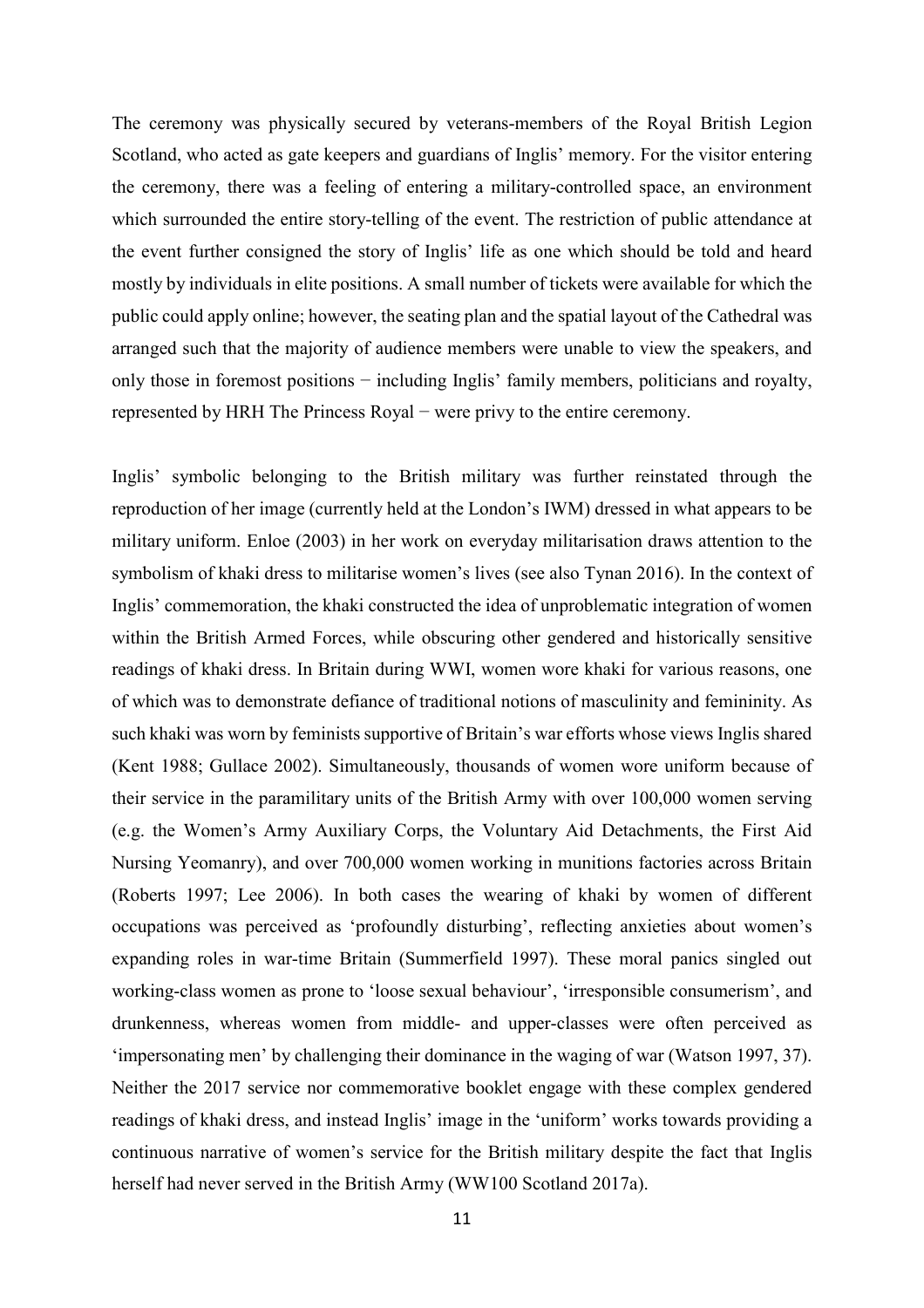The ceremony was physically secured by veterans-members of the Royal British Legion Scotland, who acted as gate keepers and guardians of Inglis' memory. For the visitor entering the ceremony, there was a feeling of entering a military-controlled space, an environment which surrounded the entire story-telling of the event. The restriction of public attendance at the event further consigned the story of Inglis' life as one which should be told and heard mostly by individuals in elite positions. A small number of tickets were available for which the public could apply online; however, the seating plan and the spatial layout of the Cathedral was arranged such that the majority of audience members were unable to view the speakers, and only those in foremost positions − including Inglis' family members, politicians and royalty, represented by HRH The Princess Royal − were privy to the entire ceremony.

Inglis' symbolic belonging to the British military was further reinstated through the reproduction of her image (currently held at the London's IWM) dressed in what appears to be military uniform. Enloe (2003) in her work on everyday militarisation draws attention to the symbolism of khaki dress to militarise women's lives (see also Tynan 2016). In the context of Inglis' commemoration, the khaki constructed the idea of unproblematic integration of women within the British Armed Forces, while obscuring other gendered and historically sensitive readings of khaki dress. In Britain during WWI, women wore khaki for various reasons, one of which was to demonstrate defiance of traditional notions of masculinity and femininity. As such khaki was worn by feminists supportive of Britain's war efforts whose views Inglis shared (Kent 1988; Gullace 2002). Simultaneously, thousands of women wore uniform because of their service in the paramilitary units of the British Army with over 100,000 women serving (e.g. the Women's Army Auxiliary Corps, the Voluntary Aid Detachments, the First Aid Nursing Yeomanry), and over 700,000 women working in munitions factories across Britain (Roberts 1997; Lee 2006). In both cases the wearing of khaki by women of different occupations was perceived as 'profoundly disturbing', reflecting anxieties about women's expanding roles in war-time Britain (Summerfield 1997). These moral panics singled out working-class women as prone to 'loose sexual behaviour', 'irresponsible consumerism', and drunkenness, whereas women from middle- and upper-classes were often perceived as 'impersonating men' by challenging their dominance in the waging of war (Watson 1997, 37). Neither the 2017 service nor commemorative booklet engage with these complex gendered readings of khaki dress, and instead Inglis' image in the 'uniform' works towards providing a continuous narrative of women's service for the British military despite the fact that Inglis herself had never served in the British Army (WW100 Scotland 2017a).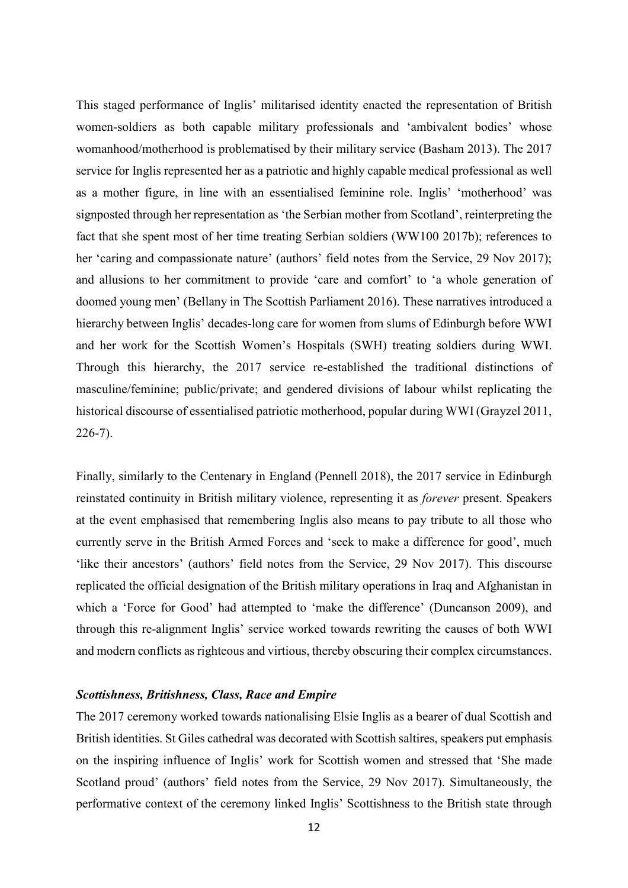This staged performance of Inglis' militarised identity enacted the representation of British women-soldiers as both capable military professionals and 'ambivalent bodies' whose womanhood/motherhood is problematised by their military service (Basham 2013). The 2017 service for Inglis represented her as a patriotic and highly capable medical professional as well as a mother figure, in line with an essentialised feminine role. Inglis' 'motherhood' was signposted through her representation as 'the Serbian mother from Scotland', reinterpreting the fact that she spent most of her time treating Serbian soldiers (WW100 2017b); references to her 'caring and compassionate nature' (authors' field notes from the Service, 29 Nov 2017); and allusions to her commitment to provide 'care and comfort' to 'a whole generation of doomed young men' (Bellany in The Scottish Parliament 2016). These narratives introduced a hierarchy between Inglis' decades-long care for women from slums of Edinburgh before WWI and her work for the Scottish Women's Hospitals (SWH) treating soldiers during WWI. Through this hierarchy, the 2017 service re-established the traditional distinctions of masculine/feminine; public/private; and gendered divisions of labour whilst replicating the historical discourse of essentialised patriotic motherhood, popular during WWI (Grayzel 2011, 226-7).

Finally, similarly to the Centenary in England (Pennell 2018), the 2017 service in Edinburgh reinstated continuity in British military violence, representing it as *forever* present. Speakers at the event emphasised that remembering Inglis also means to pay tribute to all those who currently serve in the British Armed Forces and 'seek to make a difference for good', much 'like their ancestors' (authors' field notes from the Service, 29 Nov 2017). This discourse replicated the official designation of the British military operations in Iraq and Afghanistan in which a 'Force for Good' had attempted to 'make the difference' (Duncanson 2009), and through this re-alignment Inglis' service worked towards rewriting the causes of both WWI and modern conflicts as righteous and virtious, thereby obscuring their complex circumstances.

### *Scottishness, Britishness, Class, Race and Empire*

The 2017 ceremony worked towards nationalising Elsie Inglis as a bearer of dual Scottish and British identities. St Giles cathedral was decorated with Scottish saltires, speakers put emphasis on the inspiring influence of Inglis' work for Scottish women and stressed that 'She made Scotland proud' (authors' field notes from the Service, 29 Nov 2017). Simultaneously, the performative context of the ceremony linked Inglis' Scottishness to the British state through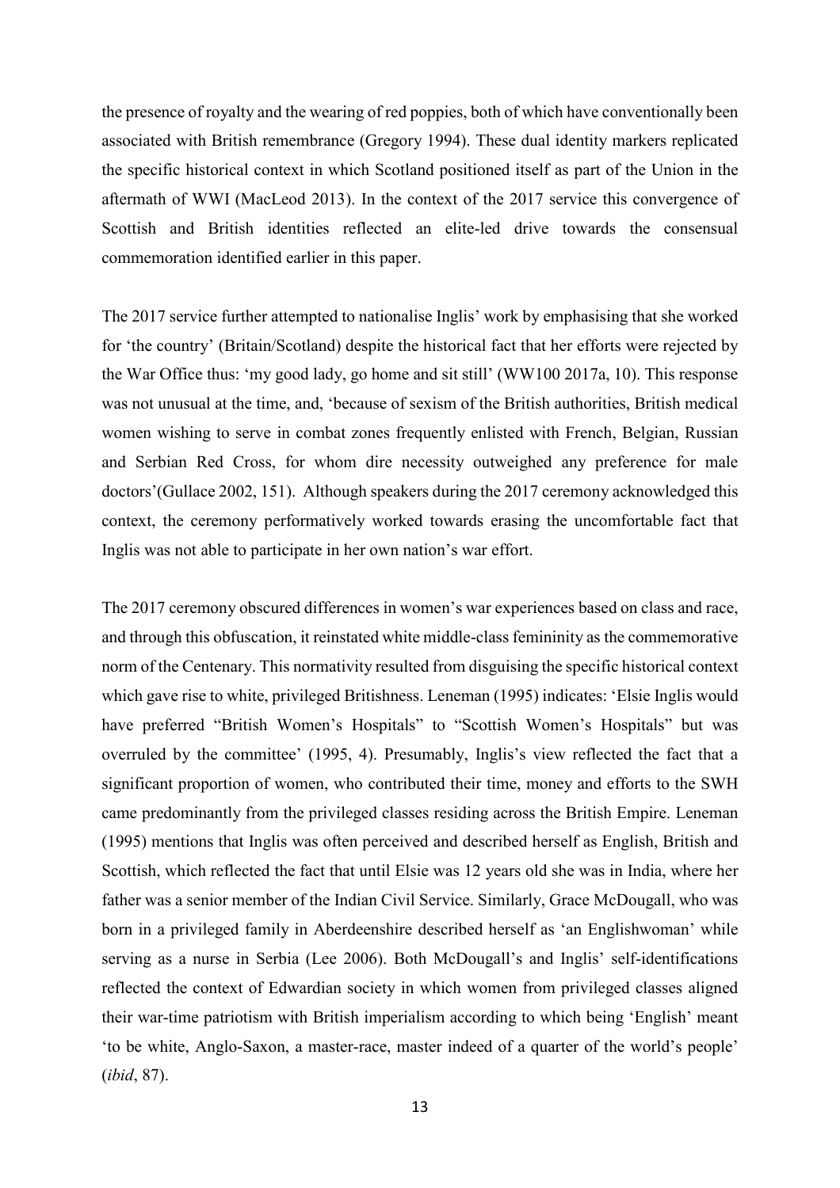the presence of royalty and the wearing of red poppies, both of which have conventionally been associated with British remembrance (Gregory 1994). These dual identity markers replicated the specific historical context in which Scotland positioned itself as part of the Union in the aftermath of WWI (MacLeod 2013). In the context of the 2017 service this convergence of Scottish and British identities reflected an elite-led drive towards the consensual commemoration identified earlier in this paper.

The 2017 service further attempted to nationalise Inglis' work by emphasising that she worked for 'the country' (Britain/Scotland) despite the historical fact that her efforts were rejected by the War Office thus: 'my good lady, go home and sit still' (WW100 2017a, 10). This response was not unusual at the time, and, 'because of sexism of the British authorities, British medical women wishing to serve in combat zones frequently enlisted with French, Belgian, Russian and Serbian Red Cross, for whom dire necessity outweighed any preference for male doctors'(Gullace 2002, 151). Although speakers during the 2017 ceremony acknowledged this context, the ceremony performatively worked towards erasing the uncomfortable fact that Inglis was not able to participate in her own nation's war effort.

The 2017 ceremony obscured differences in women's war experiences based on class and race, and through this obfuscation, it reinstated white middle-class femininity as the commemorative norm of the Centenary. This normativity resulted from disguising the specific historical context which gave rise to white, privileged Britishness. Leneman (1995) indicates: 'Elsie Inglis would have preferred "British Women's Hospitals" to "Scottish Women's Hospitals" but was overruled by the committee' (1995, 4). Presumably, Inglis's view reflected the fact that a significant proportion of women, who contributed their time, money and efforts to the SWH came predominantly from the privileged classes residing across the British Empire. Leneman (1995) mentions that Inglis was often perceived and described herself as English, British and Scottish, which reflected the fact that until Elsie was 12 years old she was in India, where her father was a senior member of the Indian Civil Service. Similarly, Grace McDougall, who was born in a privileged family in Aberdeenshire described herself as 'an Englishwoman' while serving as a nurse in Serbia (Lee 2006). Both McDougall's and Inglis' self-identifications reflected the context of Edwardian society in which women from privileged classes aligned their war-time patriotism with British imperialism according to which being 'English' meant 'to be white, Anglo-Saxon, a master-race, master indeed of a quarter of the world's people' (*ibid*, 87).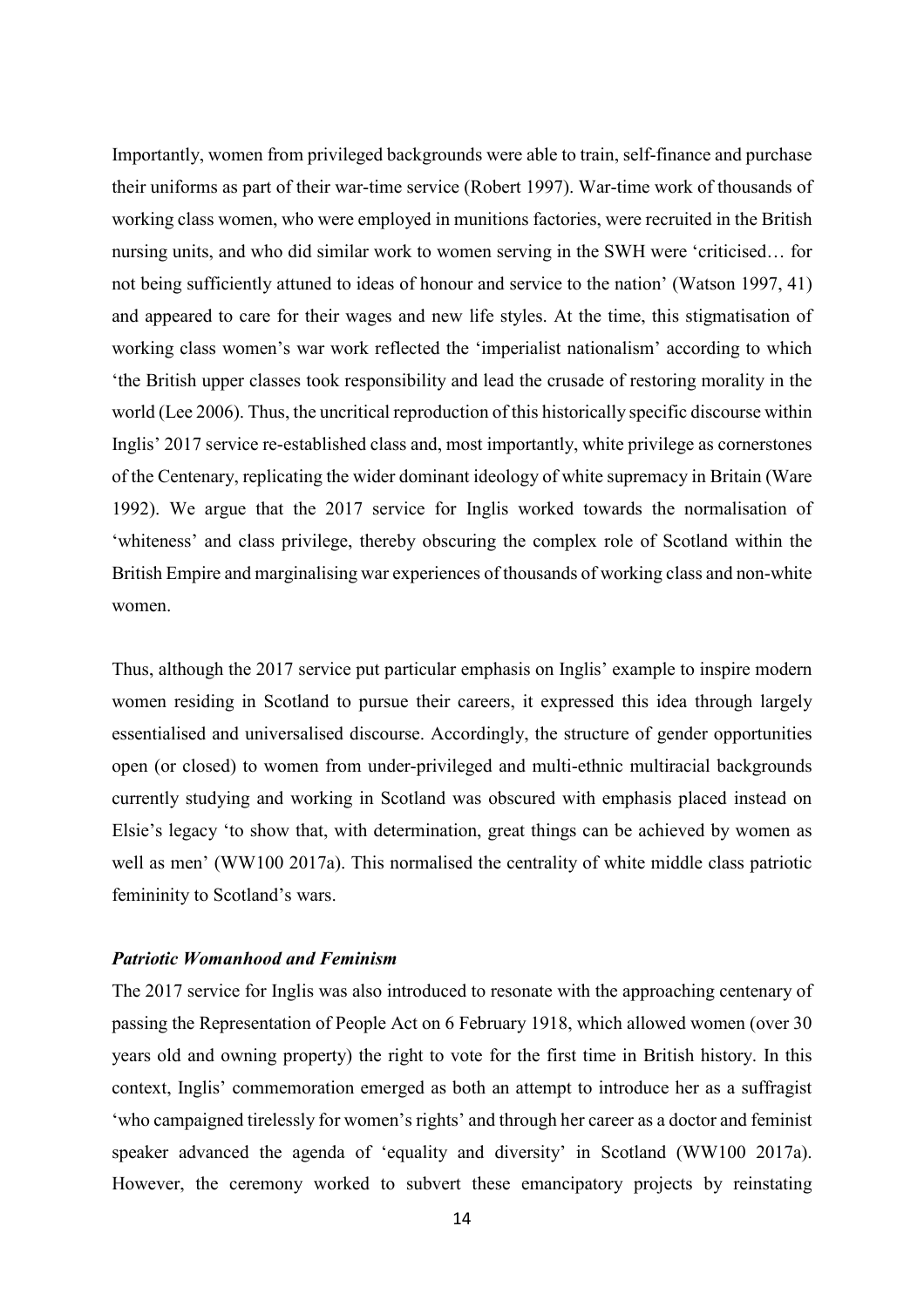Importantly, women from privileged backgrounds were able to train, self-finance and purchase their uniforms as part of their war-time service (Robert 1997). War-time work of thousands of working class women, who were employed in munitions factories, were recruited in the British nursing units, and who did similar work to women serving in the SWH were 'criticised… for not being sufficiently attuned to ideas of honour and service to the nation' (Watson 1997, 41) and appeared to care for their wages and new life styles. At the time, this stigmatisation of working class women's war work reflected the 'imperialist nationalism' according to which 'the British upper classes took responsibility and lead the crusade of restoring morality in the world (Lee 2006). Thus, the uncritical reproduction of this historically specific discourse within Inglis' 2017 service re-established class and, most importantly, white privilege as cornerstones of the Centenary, replicating the wider dominant ideology of white supremacy in Britain (Ware 1992). We argue that the 2017 service for Inglis worked towards the normalisation of 'whiteness' and class privilege, thereby obscuring the complex role of Scotland within the British Empire and marginalising war experiences of thousands of working class and non-white women.

Thus, although the 2017 service put particular emphasis on Inglis' example to inspire modern women residing in Scotland to pursue their careers, it expressed this idea through largely essentialised and universalised discourse. Accordingly, the structure of gender opportunities open (or closed) to women from under-privileged and multi-ethnic multiracial backgrounds currently studying and working in Scotland was obscured with emphasis placed instead on Elsie's legacy 'to show that, with determination, great things can be achieved by women as well as men' (WW100 2017a). This normalised the centrality of white middle class patriotic femininity to Scotland's wars.

### *Patriotic Womanhood and Feminism*

The 2017 service for Inglis was also introduced to resonate with the approaching centenary of passing the Representation of People Act on 6 February 1918, which allowed women (over 30 years old and owning property) the right to vote for the first time in British history. In this context, Inglis' commemoration emerged as both an attempt to introduce her as a suffragist 'who campaigned tirelessly for women's rights' and through her career as a doctor and feminist speaker advanced the agenda of 'equality and diversity' in Scotland (WW100 2017a). However, the ceremony worked to subvert these emancipatory projects by reinstating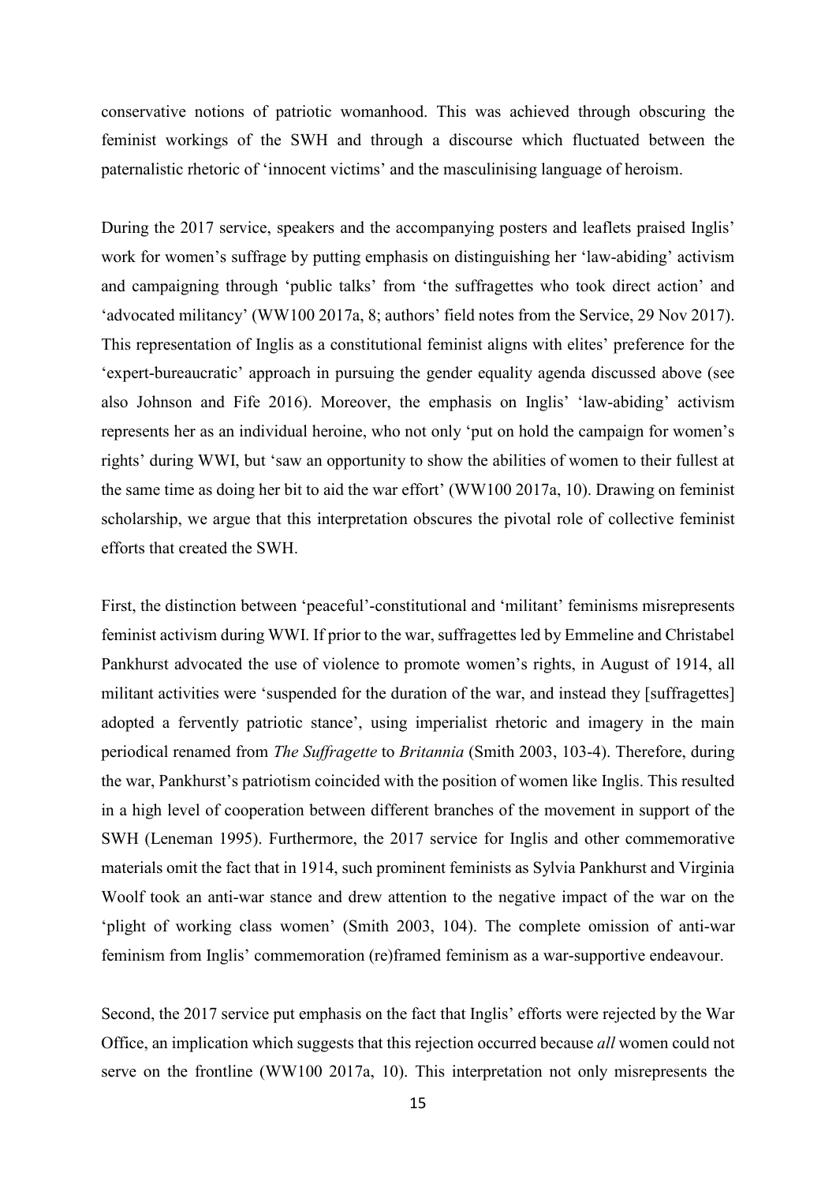conservative notions of patriotic womanhood. This was achieved through obscuring the feminist workings of the SWH and through a discourse which fluctuated between the paternalistic rhetoric of 'innocent victims' and the masculinising language of heroism.

During the 2017 service, speakers and the accompanying posters and leaflets praised Inglis' work for women's suffrage by putting emphasis on distinguishing her 'law-abiding' activism and campaigning through 'public talks' from 'the suffragettes who took direct action' and 'advocated militancy' (WW100 2017a, 8; authors' field notes from the Service, 29 Nov 2017). This representation of Inglis as a constitutional feminist aligns with elites' preference for the 'expert-bureaucratic' approach in pursuing the gender equality agenda discussed above (see also Johnson and Fife 2016). Moreover, the emphasis on Inglis' 'law-abiding' activism represents her as an individual heroine, who not only 'put on hold the campaign for women's rights' during WWI, but 'saw an opportunity to show the abilities of women to their fullest at the same time as doing her bit to aid the war effort' (WW100 2017a, 10). Drawing on feminist scholarship, we argue that this interpretation obscures the pivotal role of collective feminist efforts that created the SWH.

First, the distinction between 'peaceful'-constitutional and 'militant' feminisms misrepresents feminist activism during WWI. If prior to the war, suffragettes led by Emmeline and Christabel Pankhurst advocated the use of violence to promote women's rights, in August of 1914, all militant activities were 'suspended for the duration of the war, and instead they [suffragettes] adopted a fervently patriotic stance', using imperialist rhetoric and imagery in the main periodical renamed from *The Suffragette* to *Britannia* (Smith 2003, 103-4). Therefore, during the war, Pankhurst's patriotism coincided with the position of women like Inglis. This resulted in a high level of cooperation between different branches of the movement in support of the SWH (Leneman 1995). Furthermore, the 2017 service for Inglis and other commemorative materials omit the fact that in 1914, such prominent feminists as Sylvia Pankhurst and Virginia Woolf took an anti-war stance and drew attention to the negative impact of the war on the 'plight of working class women' (Smith 2003, 104). The complete omission of anti-war feminism from Inglis' commemoration (re)framed feminism as a war-supportive endeavour.

Second, the 2017 service put emphasis on the fact that Inglis' efforts were rejected by the War Office, an implication which suggests that this rejection occurred because *all* women could not serve on the frontline (WW100 2017a, 10). This interpretation not only misrepresents the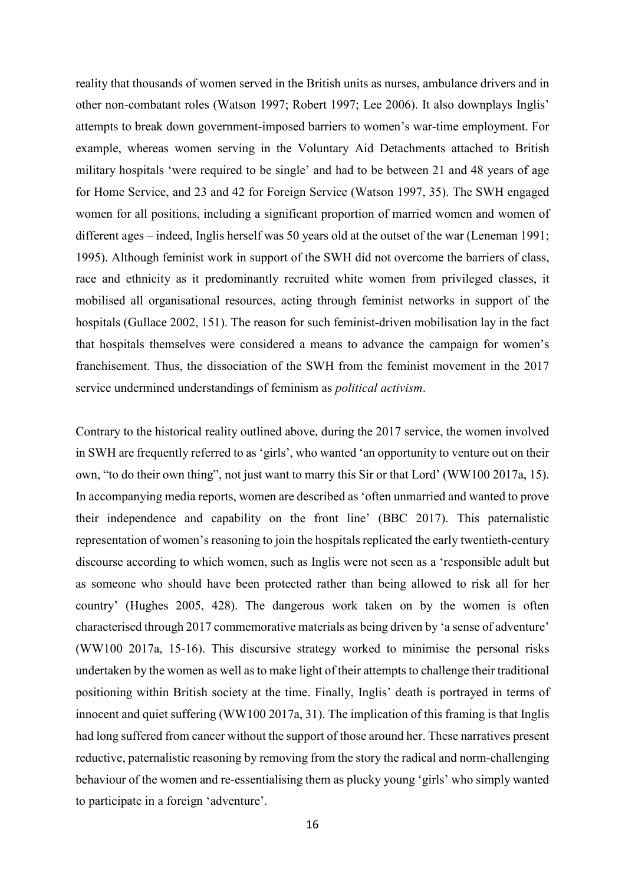reality that thousands of women served in the British units as nurses, ambulance drivers and in other non-combatant roles (Watson 1997; Robert 1997; Lee 2006). It also downplays Inglis' attempts to break down government-imposed barriers to women's war-time employment. For example, whereas women serving in the Voluntary Aid Detachments attached to British military hospitals 'were required to be single' and had to be between 21 and 48 years of age for Home Service, and 23 and 42 for Foreign Service (Watson 1997, 35). The SWH engaged women for all positions, including a significant proportion of married women and women of different ages – indeed, Inglis herself was 50 years old at the outset of the war (Leneman 1991; 1995). Although feminist work in support of the SWH did not overcome the barriers of class, race and ethnicity as it predominantly recruited white women from privileged classes, it mobilised all organisational resources, acting through feminist networks in support of the hospitals (Gullace 2002, 151). The reason for such feminist-driven mobilisation lay in the fact that hospitals themselves were considered a means to advance the campaign for women's franchisement. Thus, the dissociation of the SWH from the feminist movement in the 2017 service undermined understandings of feminism as *political activism*.

Contrary to the historical reality outlined above, during the 2017 service, the women involved in SWH are frequently referred to as 'girls', who wanted 'an opportunity to venture out on their own, "to do their own thing", not just want to marry this Sir or that Lord' (WW100 2017a, 15). In accompanying media reports, women are described as 'often unmarried and wanted to prove their independence and capability on the front line' (BBC 2017). This paternalistic representation of women's reasoning to join the hospitals replicated the early twentieth-century discourse according to which women, such as Inglis were not seen as a 'responsible adult but as someone who should have been protected rather than being allowed to risk all for her country' (Hughes 2005, 428). The dangerous work taken on by the women is often characterised through 2017 commemorative materials as being driven by 'a sense of adventure' (WW100 2017a, 15-16). This discursive strategy worked to minimise the personal risks undertaken by the women as well as to make light of their attempts to challenge their traditional positioning within British society at the time. Finally, Inglis' death is portrayed in terms of innocent and quiet suffering (WW100 2017a, 31). The implication of this framing is that Inglis had long suffered from cancer without the support of those around her. These narratives present reductive, paternalistic reasoning by removing from the story the radical and norm-challenging behaviour of the women and re-essentialising them as plucky young 'girls' who simply wanted to participate in a foreign 'adventure'.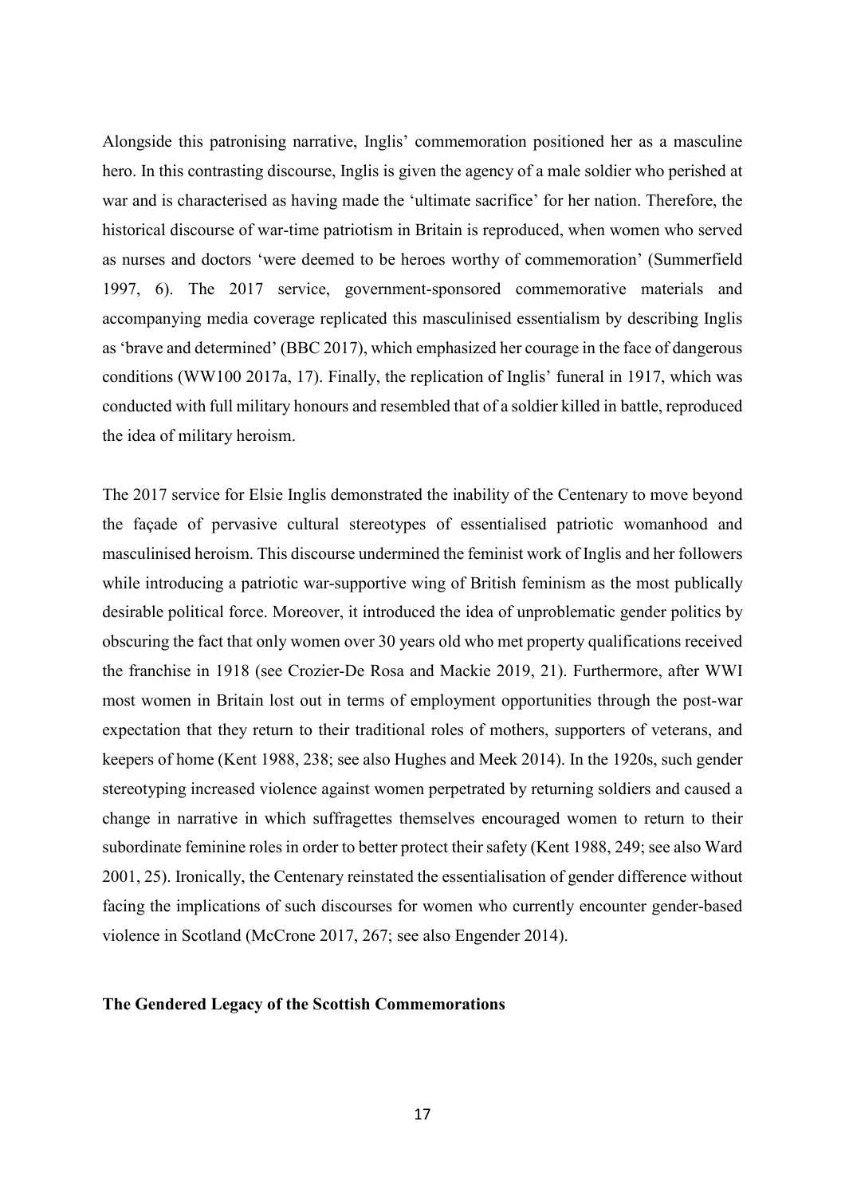Alongside this patronising narrative, Inglis' commemoration positioned her as a masculine hero. In this contrasting discourse, Inglis is given the agency of a male soldier who perished at war and is characterised as having made the 'ultimate sacrifice' for her nation. Therefore, the historical discourse of war-time patriotism in Britain is reproduced, when women who served as nurses and doctors 'were deemed to be heroes worthy of commemoration' (Summerfield 1997, 6). The 2017 service, government-sponsored commemorative materials and accompanying media coverage replicated this masculinised essentialism by describing Inglis as 'brave and determined' (BBC 2017), which emphasized her courage in the face of dangerous conditions (WW100 2017a, 17). Finally, the replication of Inglis' funeral in 1917, which was conducted with full military honours and resembled that of a soldier killed in battle, reproduced the idea of military heroism.

The 2017 service for Elsie Inglis demonstrated the inability of the Centenary to move beyond the façade of pervasive cultural stereotypes of essentialised patriotic womanhood and masculinised heroism. This discourse undermined the feminist work of Inglis and her followers while introducing a patriotic war-supportive wing of British feminism as the most publically desirable political force. Moreover, it introduced the idea of unproblematic gender politics by obscuring the fact that only women over 30 years old who met property qualifications received the franchise in 1918 (see Crozier-De Rosa and Mackie 2019, 21). Furthermore, after WWI most women in Britain lost out in terms of employment opportunities through the post-war expectation that they return to their traditional roles of mothers, supporters of veterans, and keepers of home (Kent 1988, 238; see also Hughes and Meek 2014). In the 1920s, such gender stereotyping increased violence against women perpetrated by returning soldiers and caused a change in narrative in which suffragettes themselves encouraged women to return to their subordinate feminine roles in order to better protect their safety (Kent 1988, 249; see also Ward 2001, 25). Ironically, the Centenary reinstated the essentialisation of gender difference without facing the implications of such discourses for women who currently encounter gender-based violence in Scotland (McCrone 2017, 267; see also Engender 2014).

## The Gendered Legacy of the Scottish Commemorations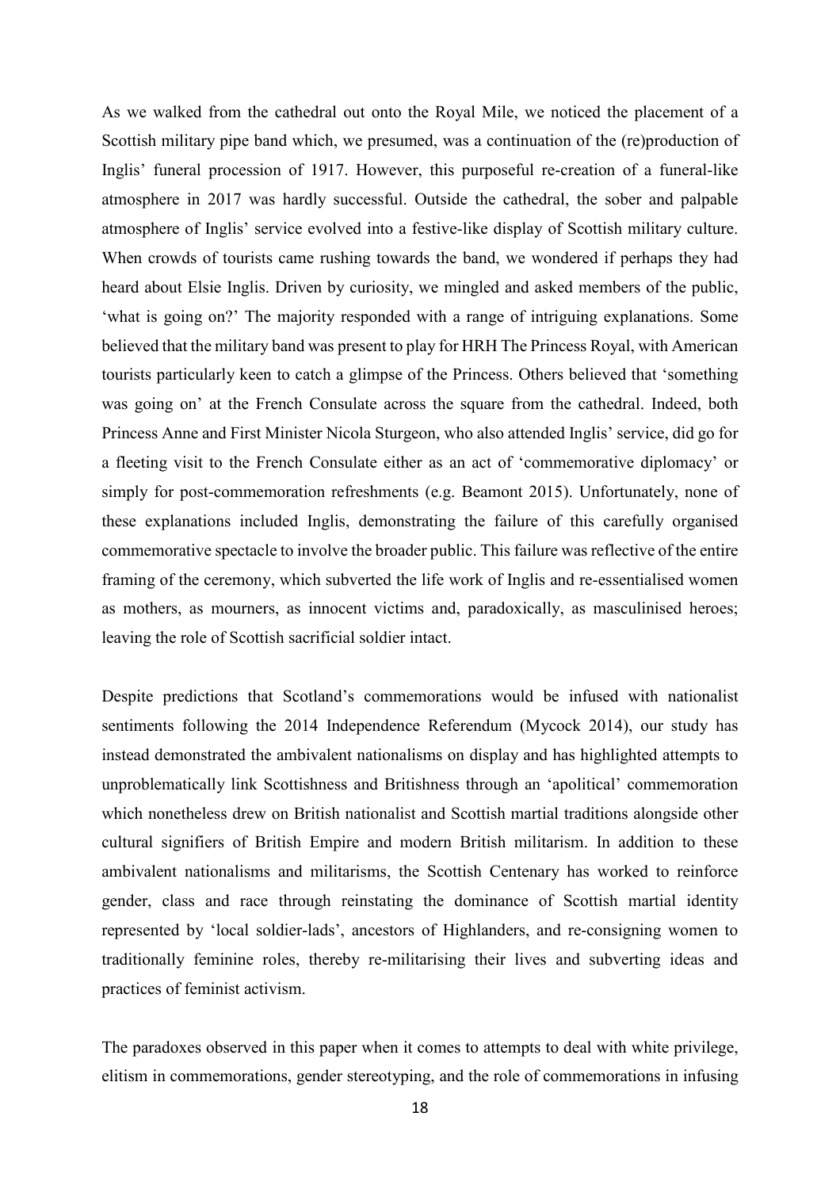As we walked from the cathedral out onto the Royal Mile, we noticed the placement of a Scottish military pipe band which, we presumed, was a continuation of the (re)production of Inglis' funeral procession of 1917. However, this purposeful re-creation of a funeral-like atmosphere in 2017 was hardly successful. Outside the cathedral, the sober and palpable atmosphere of Inglis' service evolved into a festive-like display of Scottish military culture. When crowds of tourists came rushing towards the band, we wondered if perhaps they had heard about Elsie Inglis. Driven by curiosity, we mingled and asked members of the public, 'what is going on?' The majority responded with a range of intriguing explanations. Some believed that the military band was present to play for HRH The Princess Royal, with American tourists particularly keen to catch a glimpse of the Princess. Others believed that 'something was going on' at the French Consulate across the square from the cathedral. Indeed, both Princess Anne and First Minister Nicola Sturgeon, who also attended Inglis' service, did go for a fleeting visit to the French Consulate either as an act of 'commemorative diplomacy' or simply for post-commemoration refreshments (e.g. Beamont 2015). Unfortunately, none of these explanations included Inglis, demonstrating the failure of this carefully organised commemorative spectacle to involve the broader public. This failure was reflective of the entire framing of the ceremony, which subverted the life work of Inglis and re-essentialised women as mothers, as mourners, as innocent victims and, paradoxically, as masculinised heroes; leaving the role of Scottish sacrificial soldier intact.

Despite predictions that Scotland's commemorations would be infused with nationalist sentiments following the 2014 Independence Referendum (Mycock 2014), our study has instead demonstrated the ambivalent nationalisms on display and has highlighted attempts to unproblematically link Scottishness and Britishness through an 'apolitical' commemoration which nonetheless drew on British nationalist and Scottish martial traditions alongside other cultural signifiers of British Empire and modern British militarism. In addition to these ambivalent nationalisms and militarisms, the Scottish Centenary has worked to reinforce gender, class and race through reinstating the dominance of Scottish martial identity represented by 'local soldier-lads', ancestors of Highlanders, and re-consigning women to traditionally feminine roles, thereby re-militarising their lives and subverting ideas and practices of feminist activism.

The paradoxes observed in this paper when it comes to attempts to deal with white privilege, elitism in commemorations, gender stereotyping, and the role of commemorations in infusing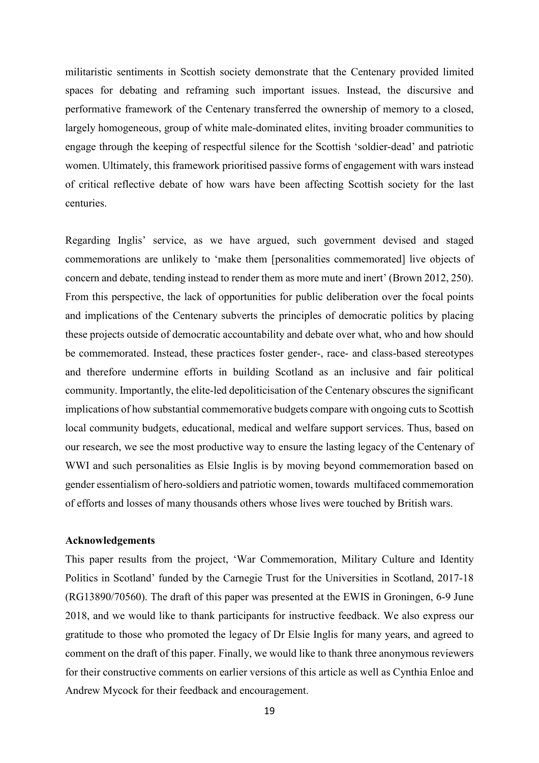militaristic sentiments in Scottish society demonstrate that the Centenary provided limited spaces for debating and reframing such important issues. Instead, the discursive and performative framework of the Centenary transferred the ownership of memory to a closed, largely homogeneous, group of white male-dominated elites, inviting broader communities to engage through the keeping of respectful silence for the Scottish 'soldier-dead' and patriotic women. Ultimately, this framework prioritised passive forms of engagement with wars instead of critical reflective debate of how wars have been affecting Scottish society for the last centuries.

Regarding Inglis' service, as we have argued, such government devised and staged commemorations are unlikely to 'make them [personalities commemorated] live objects of concern and debate, tending instead to render them as more mute and inert' (Brown 2012, 250). From this perspective, the lack of opportunities for public deliberation over the focal points and implications of the Centenary subverts the principles of democratic politics by placing these projects outside of democratic accountability and debate over what, who and how should be commemorated. Instead, these practices foster gender-, race- and class-based stereotypes and therefore undermine efforts in building Scotland as an inclusive and fair political community. Importantly, the elite-led depoliticisation of the Centenary obscures the significant implications of how substantial commemorative budgets compare with ongoing cuts to Scottish local community budgets, educational, medical and welfare support services. Thus, based on our research, we see the most productive way to ensure the lasting legacy of the Centenary of WWI and such personalities as Elsie Inglis is by moving beyond commemoration based on gender essentialism of hero-soldiers and patriotic women, towards multifaced commemoration of efforts and losses of many thousands others whose lives were touched by British wars.

**Acknowledgements**

This paper results from the project, 'War Commemoration, Military Culture and Identity Politics in Scotland' funded by the Carnegie Trust for the Universities in Scotland, 2017-18 (RG13890/70560). The draft of this paper was presented at the EWIS in Groningen, 6-9 June 2018, and we would like to thank participants for instructive feedback. We also express our gratitude to those who promoted the legacy of Dr Elsie Inglis for many years, and agreed to comment on the draft of this paper. Finally, we would like to thank three anonymous reviewers for their constructive comments on earlier versions of this article as well as Cynthia Enloe and Andrew Mycock for their feedback and encouragement.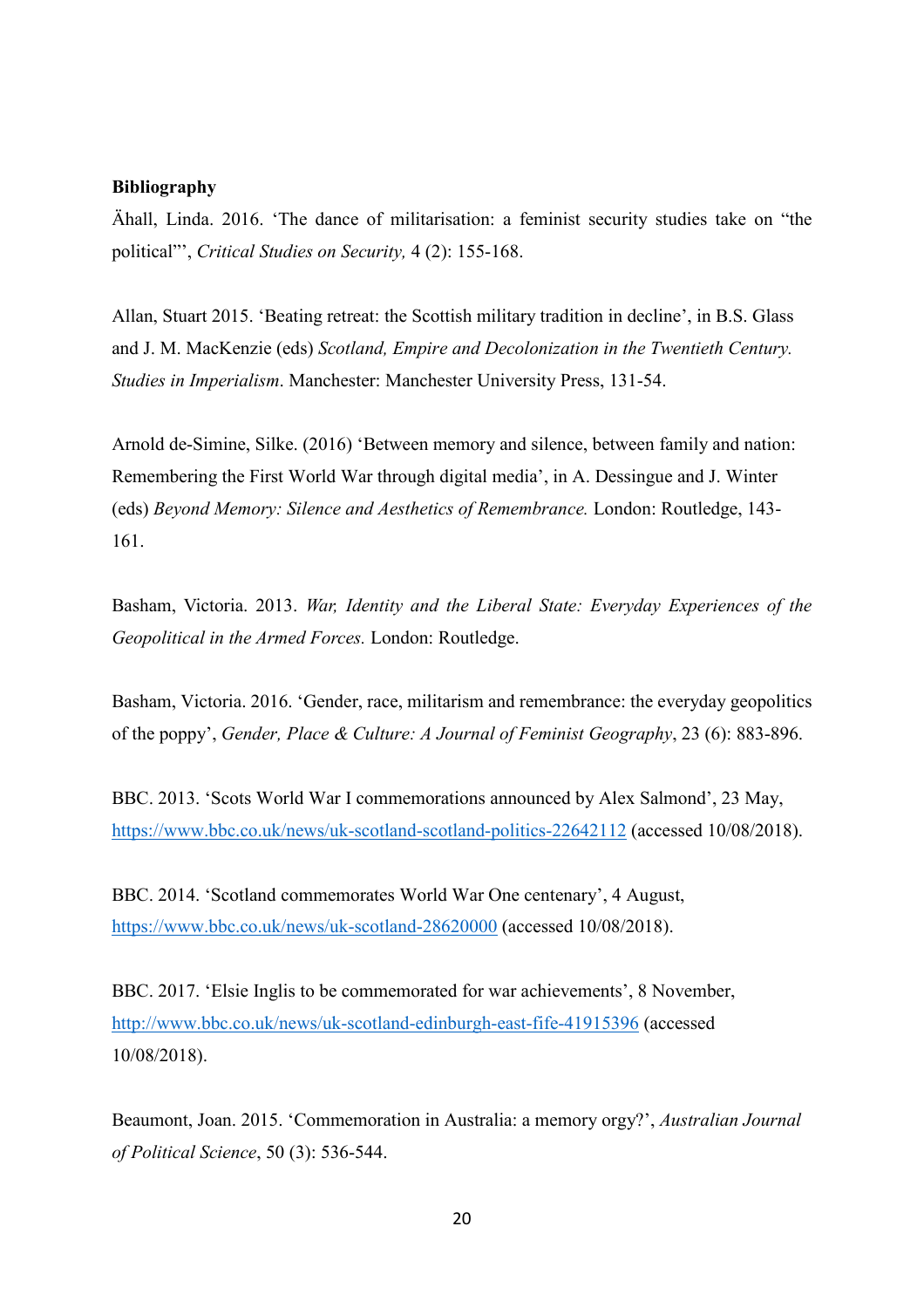**Bibliography**

Åhall, Linda. 2016. 'The dance of militarisation: a feminist security studies take on "the political"', *Critical Studies on Security,* 4 (2): 155-168.

Allan, Stuart 2015. 'Beating retreat: the Scottish military tradition in decline', in B.S. Glass and J. M. MacKenzie (eds) *Scotland, Empire and Decolonization in the Twentieth Century. Studies in Imperialism*. Manchester: Manchester University Press, 131-54.

Arnold de-Simine, Silke. (2016) 'Between memory and silence, between family and nation: Remembering the First World War through digital media', in A. Dessingue and J. Winter (eds) *Beyond Memory: Silence and Aesthetics of Remembrance.* London: Routledge, 143-161.

Basham, Victoria. 2013. *War, Identity and the Liberal State: Everyday Experiences of the Geopolitical in the Armed Forces.* London: Routledge.

Basham, Victoria. 2016. 'Gender, race, militarism and remembrance: the everyday geopolitics of the poppy', *Gender, Place & Culture: A Journal of Feminist Geography*, 23 (6): 883-896.

BBC. 2013. 'Scots World War I commemorations announced by Alex Salmond', 23 May, https://www.bbc.co.uk/news/uk-scotland-scotland-politics-22642112 (accessed 10/08/2018).

BBC. 2014. 'Scotland commemorates World War One centenary', 4 August, https://www.bbc.co.uk/news/uk-scotland-28620000 (accessed 10/08/2018).

BBC. 2017. 'Elsie Inglis to be commemorated for war achievements', 8 November, http://www.bbc.co.uk/news/uk-scotland-edinburgh-east-fife-41915396 (accessed 10/08/2018).

Beaumont, Joan. 2015. 'Commemoration in Australia: a memory orgy?', *Australian Journal of Political Science*, 50 (3): 536-544.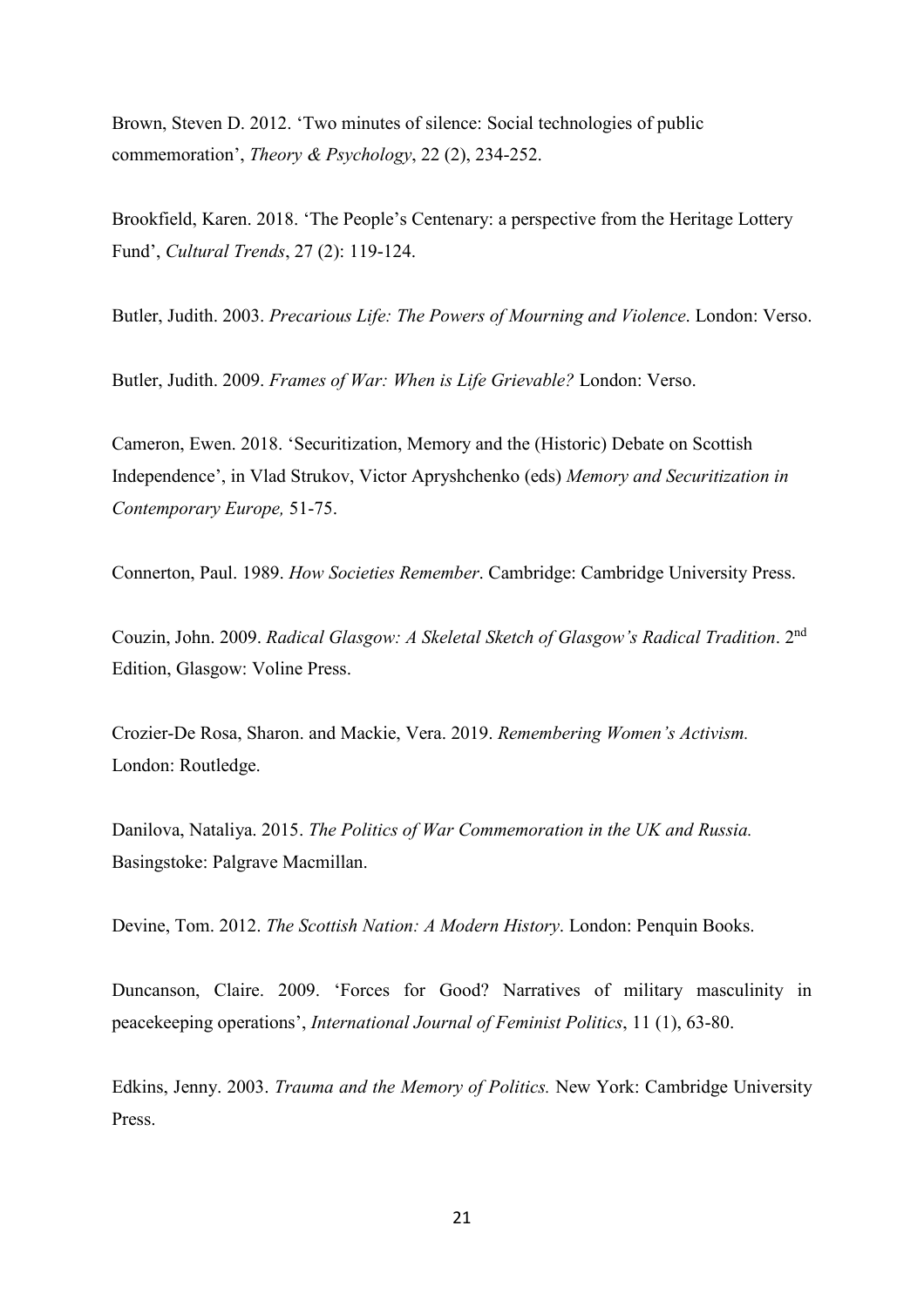Brown, Steven D. 2012. 'Two minutes of silence: Social technologies of public commemoration', *Theory & Psychology*, 22 (2), 234-252.

Brookfield, Karen. 2018. 'The People's Centenary: a perspective from the Heritage Lottery Fund', *Cultural Trends*, 27 (2): 119-124.

Butler, Judith. 2003. *Precarious Life: The Powers of Mourning and Violence*. London: Verso.

Butler, Judith. 2009. *Frames of War: When is Life Grievable?* London: Verso.

Cameron, Ewen. 2018. 'Securitization, Memory and the (Historic) Debate on Scottish Independence', in Vlad Strukov, Victor Apryshchenko (eds) *Memory and Securitization in Contemporary Europe,* 51-75.

Connerton, Paul. 1989. *How Societies Remember*. Cambridge: Cambridge University Press.

Couzin, John. 2009. *Radical Glasgow: A Skeletal Sketch of Glasgow's Radical Tradition*. 2nd Edition, Glasgow: Voline Press.

Crozier-De Rosa, Sharon. and Mackie, Vera. 2019. *Remembering Women's Activism.* London: Routledge.

Danilova, Nataliya. 2015. *The Politics of War Commemoration in the UK and Russia.* Basingstoke: Palgrave Macmillan.

Devine, Tom. 2012. *The Scottish Nation: A Modern History*. London: Penquin Books.

Duncanson, Claire. 2009. 'Forces for Good? Narratives of military masculinity in peacekeeping operations', *International Journal of Feminist Politics*, 11 (1), 63-80.

Edkins, Jenny. 2003. *Trauma and the Memory of Politics.* New York: Cambridge University Press.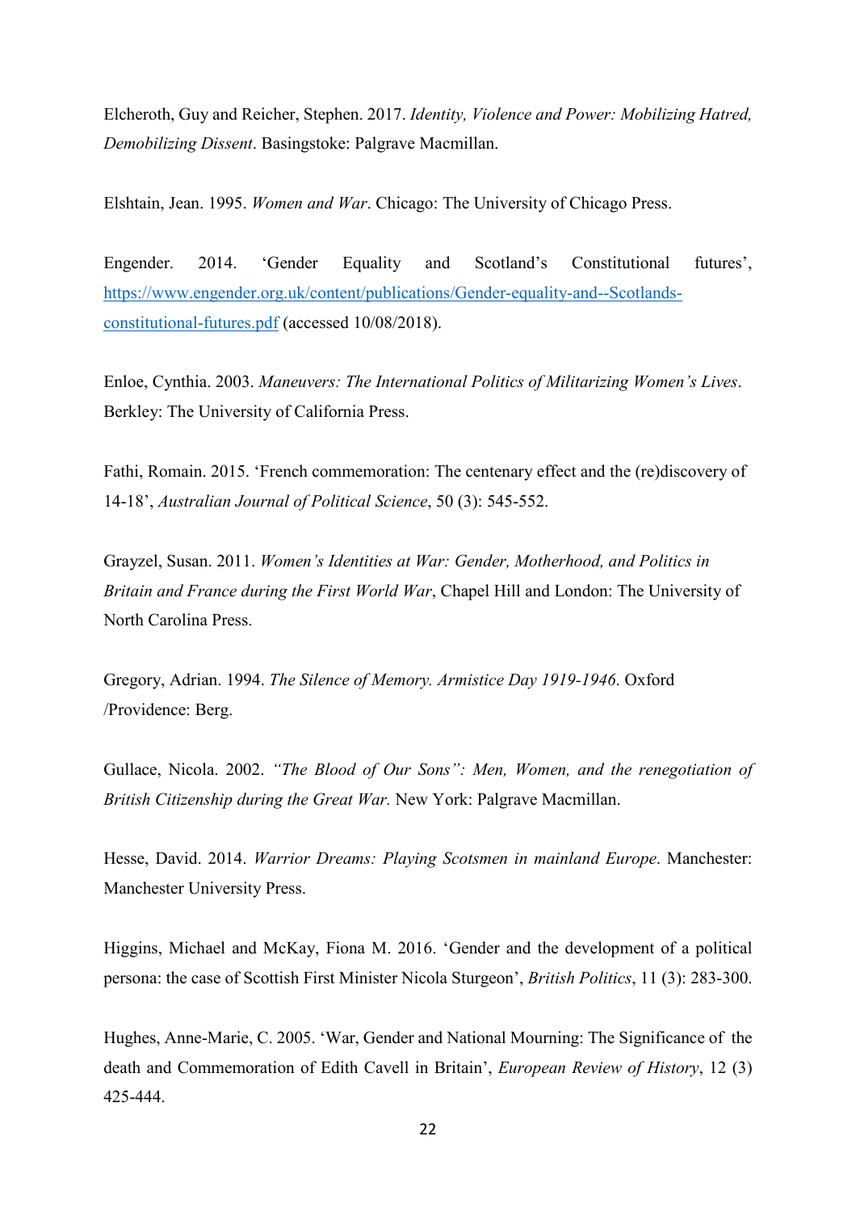Elcheroth, Guy and Reicher, Stephen. 2017. *Identity, Violence and Power: Mobilizing Hatred, Demobilizing Dissent*. Basingstoke: Palgrave Macmillan.

Elshtain, Jean. 1995. *Women and War*. Chicago: The University of Chicago Press.

Engender. 2014. 'Gender Equality and Scotland's Constitutional futures', [https://www.engender.org.uk/content/publications/Gender-equality-and--Scotlands-constitutional-futures.pdf](https://www.engender.org.uk/content/publications/Gender-equality-and--Scotlands-constitutional-futures.pdf) (accessed 10/08/2018).

Enloe, Cynthia. 2003. *Maneuvers: The International Politics of Militarizing Women's Lives*. Berkley: The University of California Press.

Fathi, Romain. 2015. 'French commemoration: The centenary effect and the (re)discovery of 14-18', *Australian Journal of Political Science*, 50 (3): 545-552.

Grayzel, Susan. 2011. *Women's Identities at War: Gender, Motherhood, and Politics in Britain and France during the First World War*, Chapel Hill and London: The University of North Carolina Press.

Gregory, Adrian. 1994. *The Silence of Memory. Armistice Day 1919-1946*. Oxford /Providence: Berg.

Gullace, Nicola. 2002. *"The Blood of Our Sons": Men, Women, and the renegotiation of British Citizenship during the Great War.* New York: Palgrave Macmillan.

Hesse, David. 2014. *Warrior Dreams: Playing Scotsmen in mainland Europe*. Manchester: Manchester University Press.

Higgins, Michael and McKay, Fiona M. 2016. 'Gender and the development of a political persona: the case of Scottish First Minister Nicola Sturgeon', *British Politics*, 11 (3): 283-300.

Hughes, Anne-Marie, C. 2005. 'War, Gender and National Mourning: The Significance of the death and Commemoration of Edith Cavell in Britain', *European Review of History*, 12 (3) 425-444.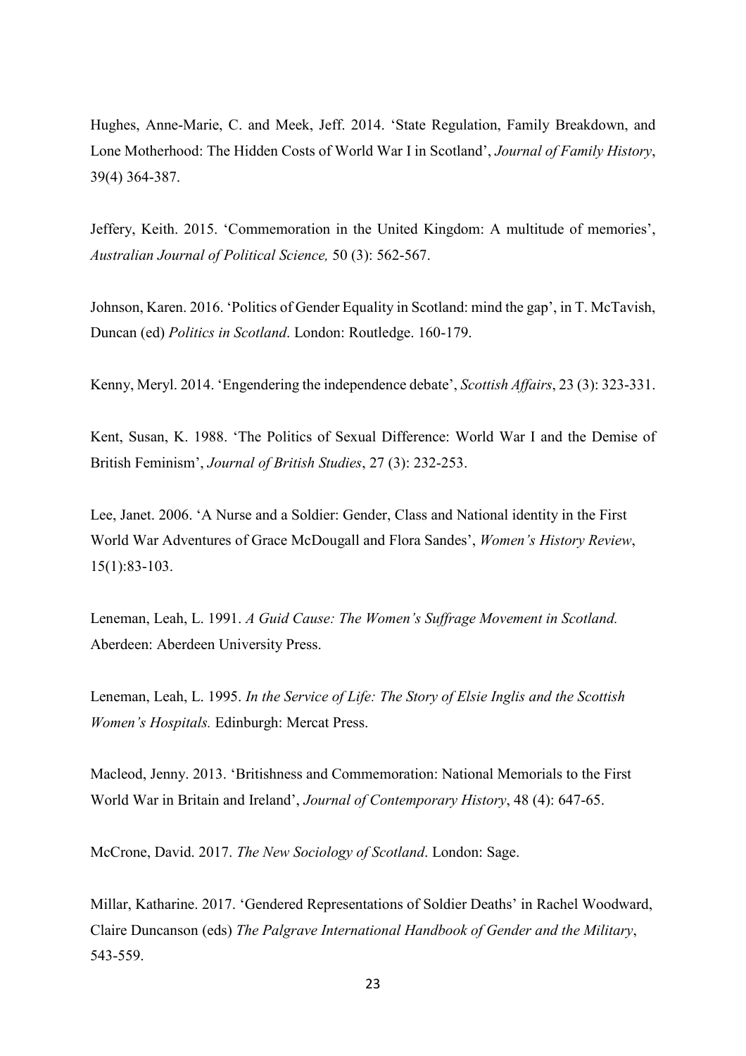Hughes, Anne-Marie, C. and Meek, Jeff. 2014. 'State Regulation, Family Breakdown, and Lone Motherhood: The Hidden Costs of World War I in Scotland', *Journal of Family History*, 39(4) 364-387.

Jeffery, Keith. 2015. 'Commemoration in the United Kingdom: A multitude of memories', *Australian Journal of Political Science,* 50 (3): 562-567.

Johnson, Karen. 2016. 'Politics of Gender Equality in Scotland: mind the gap', in T. McTavish, Duncan (ed) *Politics in Scotland*. London: Routledge. 160-179.

Kenny, Meryl. 2014. 'Engendering the independence debate', *Scottish Affairs*, 23 (3): 323-331.

Kent, Susan, K. 1988. 'The Politics of Sexual Difference: World War I and the Demise of British Feminism', *Journal of British Studies*, 27 (3): 232-253.

Lee, Janet. 2006. 'A Nurse and a Soldier: Gender, Class and National identity in the First World War Adventures of Grace McDougall and Flora Sandes', *Women's History Review*, 15(1):83-103.

Leneman, Leah, L. 1991. *A Guid Cause: The Women's Suffrage Movement in Scotland.* Aberdeen: Aberdeen University Press.

Leneman, Leah, L. 1995. *In the Service of Life: The Story of Elsie Inglis and the Scottish Women's Hospitals.* Edinburgh: Mercat Press.

Macleod, Jenny. 2013. 'Britishness and Commemoration: National Memorials to the First World War in Britain and Ireland', *Journal of Contemporary History*, 48 (4): 647-65.

McCrone, David. 2017. *The New Sociology of Scotland*. London: Sage.

Millar, Katharine. 2017. 'Gendered Representations of Soldier Deaths' in Rachel Woodward, Claire Duncanson (eds) *The Palgrave International Handbook of Gender and the Military*, 543-559.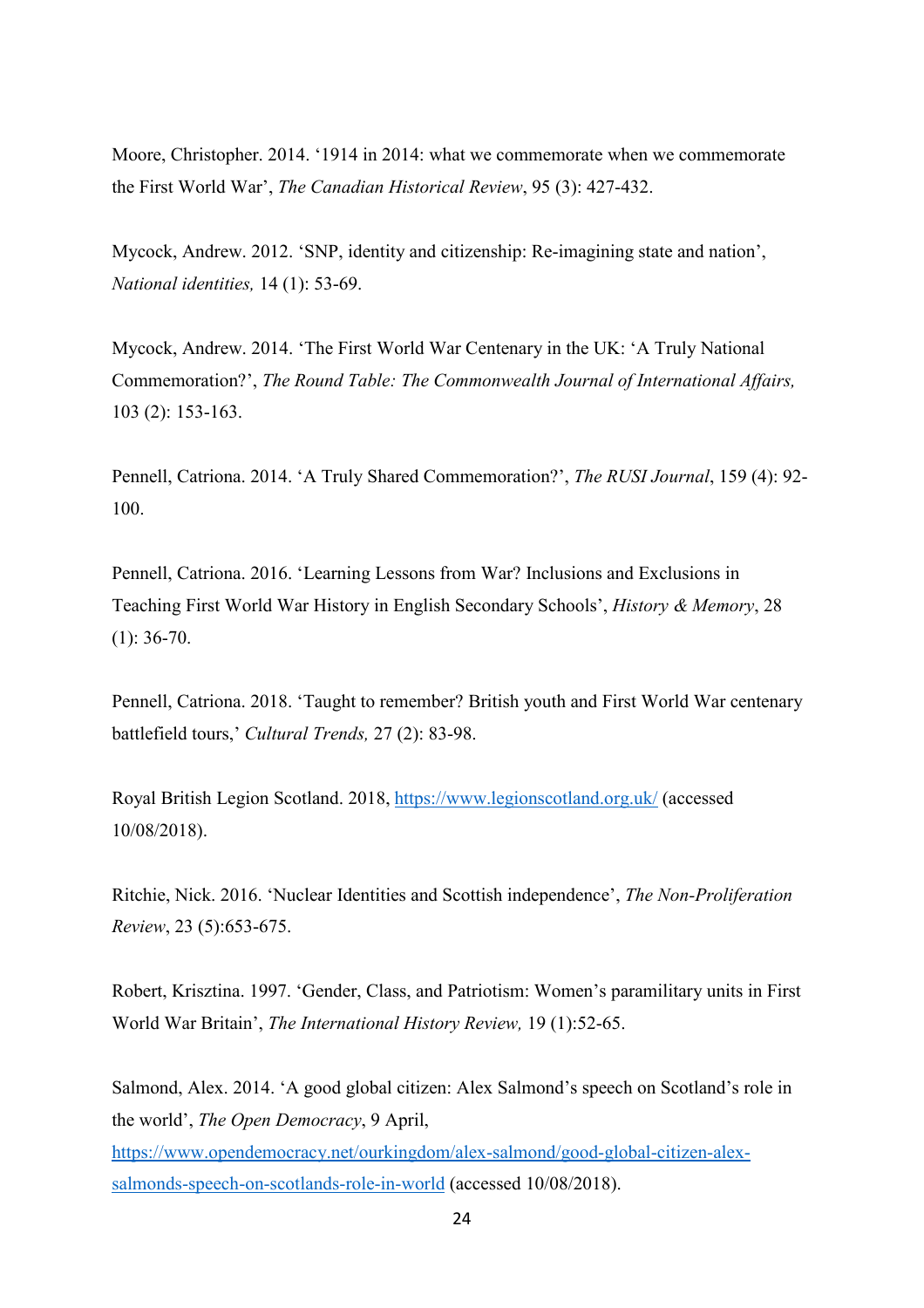Moore, Christopher. 2014. '1914 in 2014: what we commemorate when we commemorate the First World War', *The Canadian Historical Review*, 95 (3): 427-432.

Mycock, Andrew. 2012. 'SNP, identity and citizenship: Re-imagining state and nation', *National identities,* 14 (1): 53-69.

Mycock, Andrew. 2014. 'The First World War Centenary in the UK: 'A Truly National Commemoration?', *The Round Table: The Commonwealth Journal of International Affairs,* 103 (2): 153-163.

Pennell, Catriona. 2014. 'A Truly Shared Commemoration?', *The RUSI Journal*, 159 (4): 92-100.

Pennell, Catriona. 2016. 'Learning Lessons from War? Inclusions and Exclusions in Teaching First World War History in English Secondary Schools', *History & Memory*, 28 (1): 36-70.

Pennell, Catriona. 2018. 'Taught to remember? British youth and First World War centenary battlefield tours,' *Cultural Trends,* 27 (2): 83-98.

Royal British Legion Scotland. 2018, [https://www.legionscotland.org.uk/](https://www.legionscotland.org.uk/) (accessed 10/08/2018).

Ritchie, Nick. 2016. 'Nuclear Identities and Scottish independence', *The Non-Proliferation Review*, 23 (5):653-675.

Robert, Krisztina. 1997. 'Gender, Class, and Patriotism: Women's paramilitary units in First World War Britain', *The International History Review,* 19 (1):52-65.

Salmond, Alex. 2014. 'A good global citizen: Alex Salmond's speech on Scotland's role in the world', *The Open Democracy*, 9 April, [https://www.opendemocracy.net/ourkingdom/alex-salmond/good-global-citizen-alex-salmonds-speech-on-scotlands-role-in-world](https://www.opendemocracy.net/ourkingdom/alex-salmond/good-global-citizen-alex-salmonds-speech-on-scotlands-role-in-world) (accessed 10/08/2018).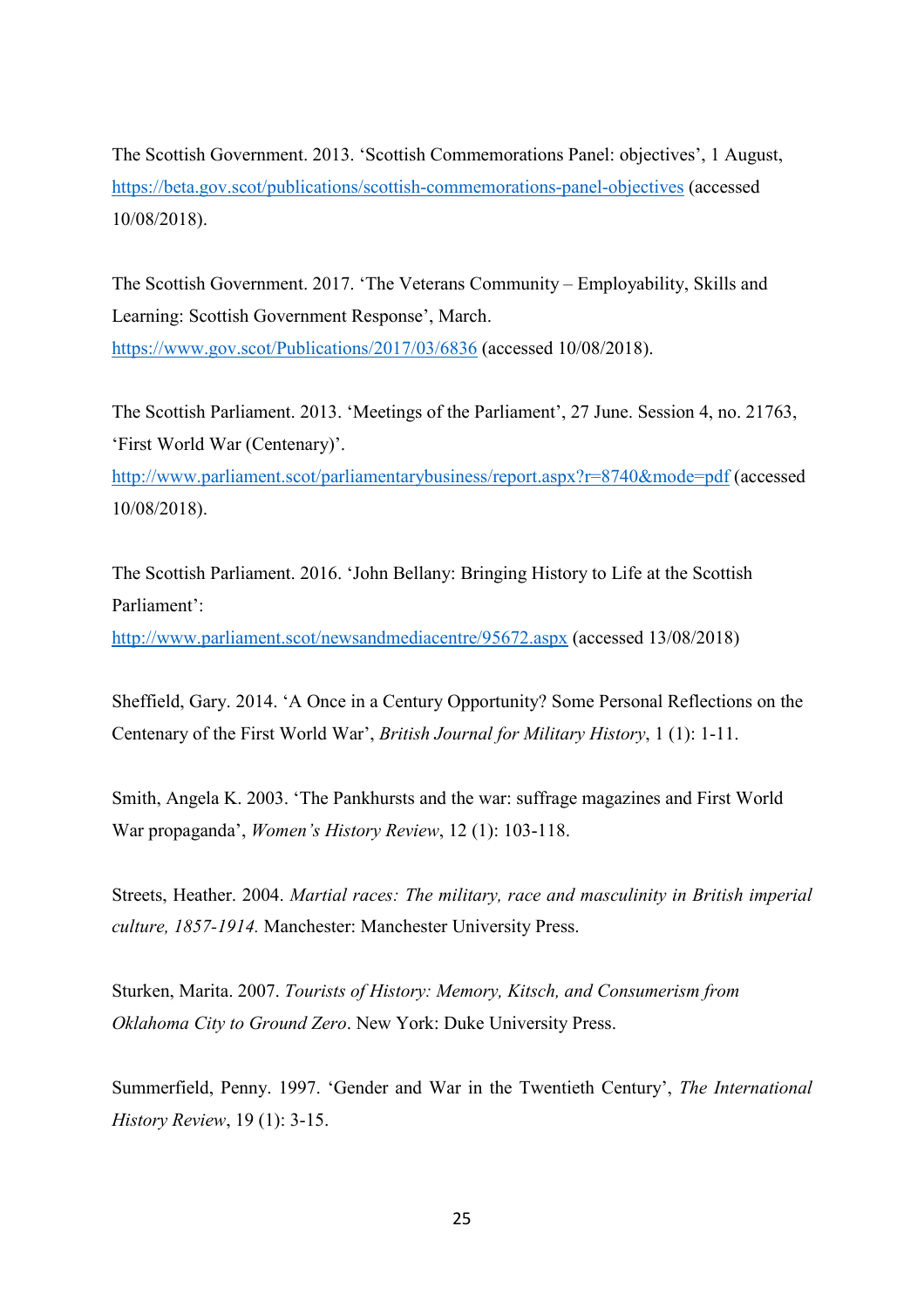The Scottish Government. 2013. ‘Scottish Commemorations Panel: objectives’, 1 August, https://beta.gov.scot/publications/scottish-commemorations-panel-objectives (accessed 10/08/2018).

The Scottish Government. 2017. ‘The Veterans Community – Employability, Skills and Learning: Scottish Government Response’, March. https://www.gov.scot/Publications/2017/03/6836 (accessed 10/08/2018).

The Scottish Parliament. 2013. ‘Meetings of the Parliament’, 27 June. Session 4, no. 21763, ‘First World War (Centenary)’. http://www.parliament.scot/parliamentarybusiness/report.aspx?r=8740&mode=pdf (accessed 10/08/2018).

The Scottish Parliament. 2016. ‘John Bellany: Bringing History to Life at the Scottish Parliament’: http://www.parliament.scot/newsandmediacentre/95672.aspx (accessed 13/08/2018)

Sheffield, Gary. 2014. ‘A Once in a Century Opportunity? Some Personal Reflections on the Centenary of the First World War’, *British Journal for Military History*, 1 (1): 1-11.

Smith, Angela K. 2003. ‘The Pankhursts and the war: suffrage magazines and First World War propaganda’, *Women's History Review*, 12 (1): 103-118.

Streets, Heather. 2004. *Martial races: The military, race and masculinity in British imperial culture, 1857-1914.* Manchester: Manchester University Press.

Sturken, Marita. 2007. *Tourists of History: Memory, Kitsch, and Consumerism from Oklahoma City to Ground Zero*. New York: Duke University Press.

Summerfield, Penny. 1997. ‘Gender and War in the Twentieth Century’, *The International History Review*, 19 (1): 3-15.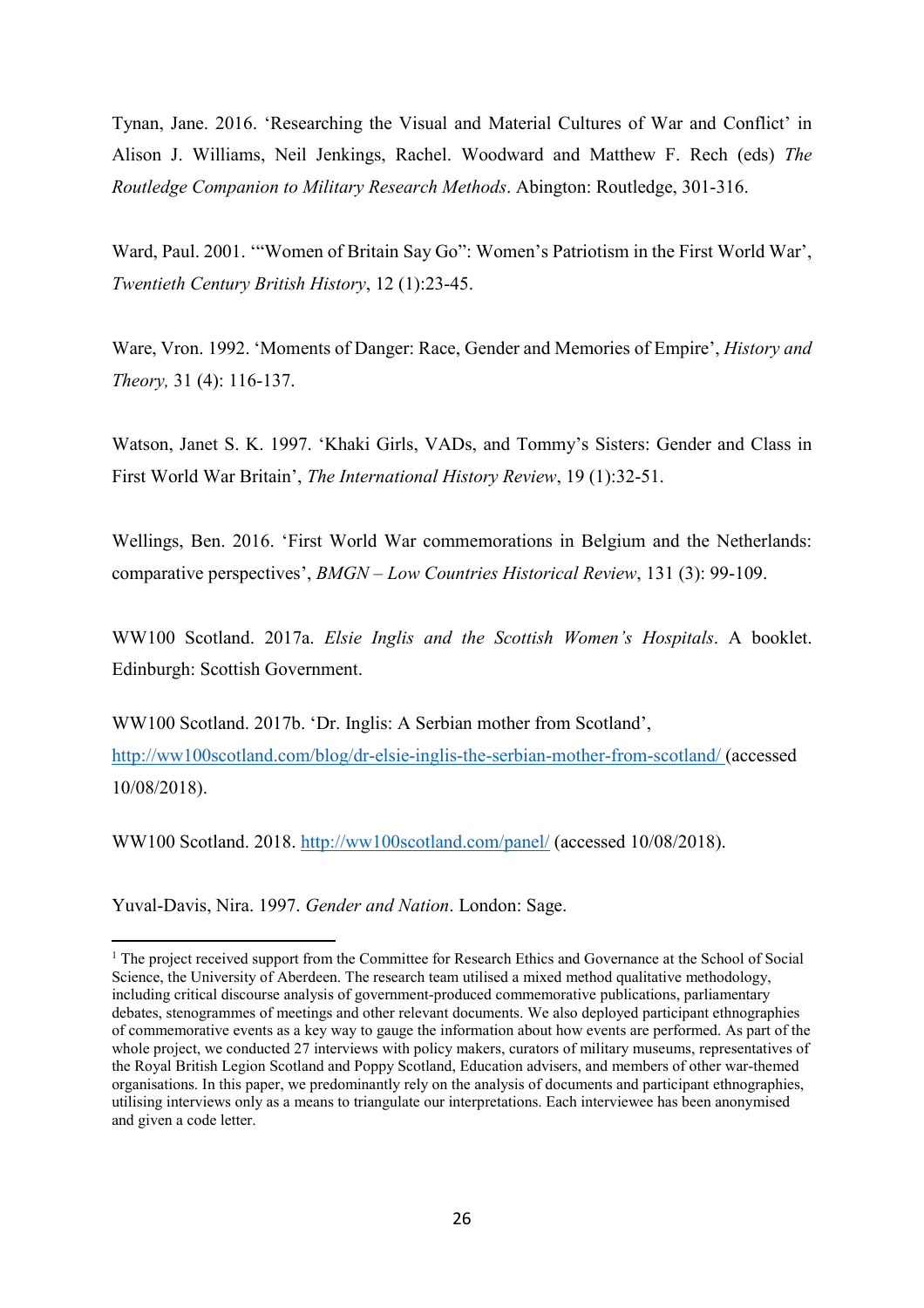Tynan, Jane. 2016. 'Researching the Visual and Material Cultures of War and Conflict' in Alison J. Williams, Neil Jenkings, Rachel. Woodward and Matthew F. Rech (eds) *The Routledge Companion to Military Research Methods*. Abington: Routledge, 301-316.

Ward, Paul. 2001. '"Women of Britain Say Go": Women's Patriotism in the First World War', *Twentieth Century British History*, 12 (1):23-45.

Ware, Vron. 1992. 'Moments of Danger: Race, Gender and Memories of Empire', *History and Theory,* 31 (4): 116-137.

Watson, Janet S. K. 1997. 'Khaki Girls, VADs, and Tommy's Sisters: Gender and Class in First World War Britain', *The International History Review*, 19 (1):32-51.

Wellings, Ben. 2016. 'First World War commemorations in Belgium and the Netherlands: comparative perspectives', *BMGN – Low Countries Historical Review*, 131 (3): 99-109.

WW100 Scotland. 2017a. *Elsie Inglis and the Scottish Women's Hospitals*. A booklet. Edinburgh: Scottish Government.

WW100 Scotland. 2017b. 'Dr. Inglis: A Serbian mother from Scotland', http://ww100scotland.com/blog/dr-elsie-inglis-the-serbian-mother-from-scotland/ (accessed 10/08/2018).

WW100 Scotland. 2018. http://ww100scotland.com/panel/ (accessed 10/08/2018).

Yuval-Davis, Nira. 1997. *Gender and Nation*. London: Sage.

---

[1] The project received support from the Committee for Research Ethics and Governance at the School of Social Science, the University of Aberdeen. The research team utilised a mixed method qualitative methodology, including critical discourse analysis of government-produced commemorative publications, parliamentary debates, stenogrammes of meetings and other relevant documents. We also deployed participant ethnographies of commemorative events as a key way to gauge the information about how events are performed. As part of the whole project, we conducted 27 interviews with policy makers, curators of military museums, representatives of the Royal British Legion Scotland and Poppy Scotland, Education advisers, and members of other war-themed organisations. In this paper, we predominantly rely on the analysis of documents and participant ethnographies, utilising interviews only as a means to triangulate our interpretations. Each interviewee has been anonymised and given a code letter.